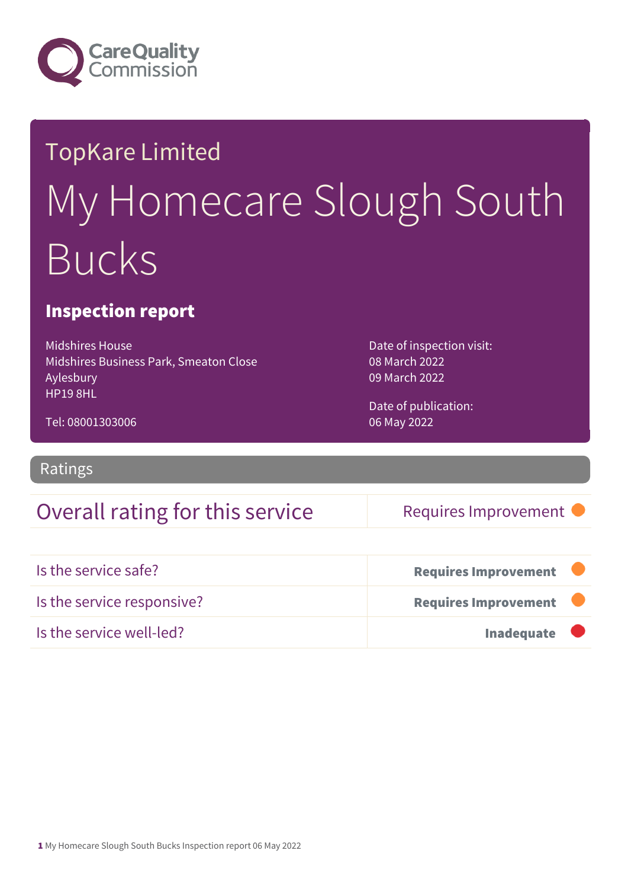Care Quality Commission

TopKare Limited

# My Homecare Slough South Bucks

## Inspection report

Midshires House
Midshires Business Park, Smeaton Close
Aylesbury
HP19 8HL

Tel: 08001303006

Date of inspection visit:
08 March 2022
09 March 2022

Date of publication:
06 May 2022

## Ratings

| Overall rating for this service | Requires Improvement |
|---|---|

| | |
|---|---|
| Is the service safe? | **Requires Improvement** |
| Is the service responsive? | **Requires Improvement** |
| Is the service well-led? | **Inadequate** |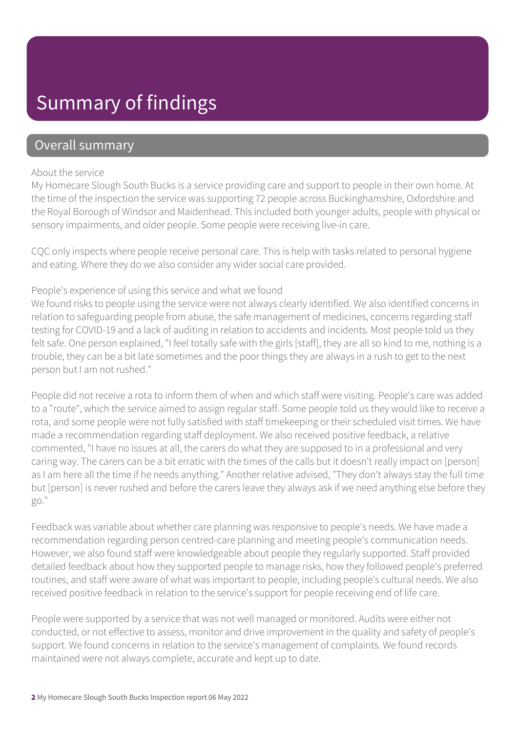# Summary of findings

## Overall summary

About the service

My Homecare Slough South Bucks is a service providing care and support to people in their own home. At the time of the inspection the service was supporting 72 people across Buckinghamshire, Oxfordshire and the Royal Borough of Windsor and Maidenhead. This included both younger adults, people with physical or sensory impairments, and older people. Some people were receiving live-in care.

CQC only inspects where people receive personal care. This is help with tasks related to personal hygiene and eating. Where they do we also consider any wider social care provided.

People's experience of using this service and what we found

We found risks to people using the service were not always clearly identified. We also identified concerns in relation to safeguarding people from abuse, the safe management of medicines, concerns regarding staff testing for COVID-19 and a lack of auditing in relation to accidents and incidents. Most people told us they felt safe. One person explained, "I feel totally safe with the girls [staff], they are all so kind to me, nothing is a trouble, they can be a bit late sometimes and the poor things they are always in a rush to get to the next person but I am not rushed."

People did not receive a rota to inform them of when and which staff were visiting. People's care was added to a "route", which the service aimed to assign regular staff. Some people told us they would like to receive a rota, and some people were not fully satisfied with staff timekeeping or their scheduled visit times. We have made a recommendation regarding staff deployment. We also received positive feedback, a relative commented, "I have no issues at all, the carers do what they are supposed to in a professional and very caring way. The carers can be a bit erratic with the times of the calls but it doesn't really impact on [person] as I am here all the time if he needs anything." Another relative advised, "They don't always stay the full time but [person] is never rushed and before the carers leave they always ask if we need anything else before they go."

Feedback was variable about whether care planning was responsive to people's needs. We have made a recommendation regarding person centred-care planning and meeting people's communication needs. However, we also found staff were knowledgeable about people they regularly supported. Staff provided detailed feedback about how they supported people to manage risks, how they followed people's preferred routines, and staff were aware of what was important to people, including people's cultural needs. We also received positive feedback in relation to the service's support for people receiving end of life care.

People were supported by a service that was not well managed or monitored. Audits were either not conducted, or not effective to assess, monitor and drive improvement in the quality and safety of people's support. We found concerns in relation to the service's management of complaints. We found records maintained were not always complete, accurate and kept up to date.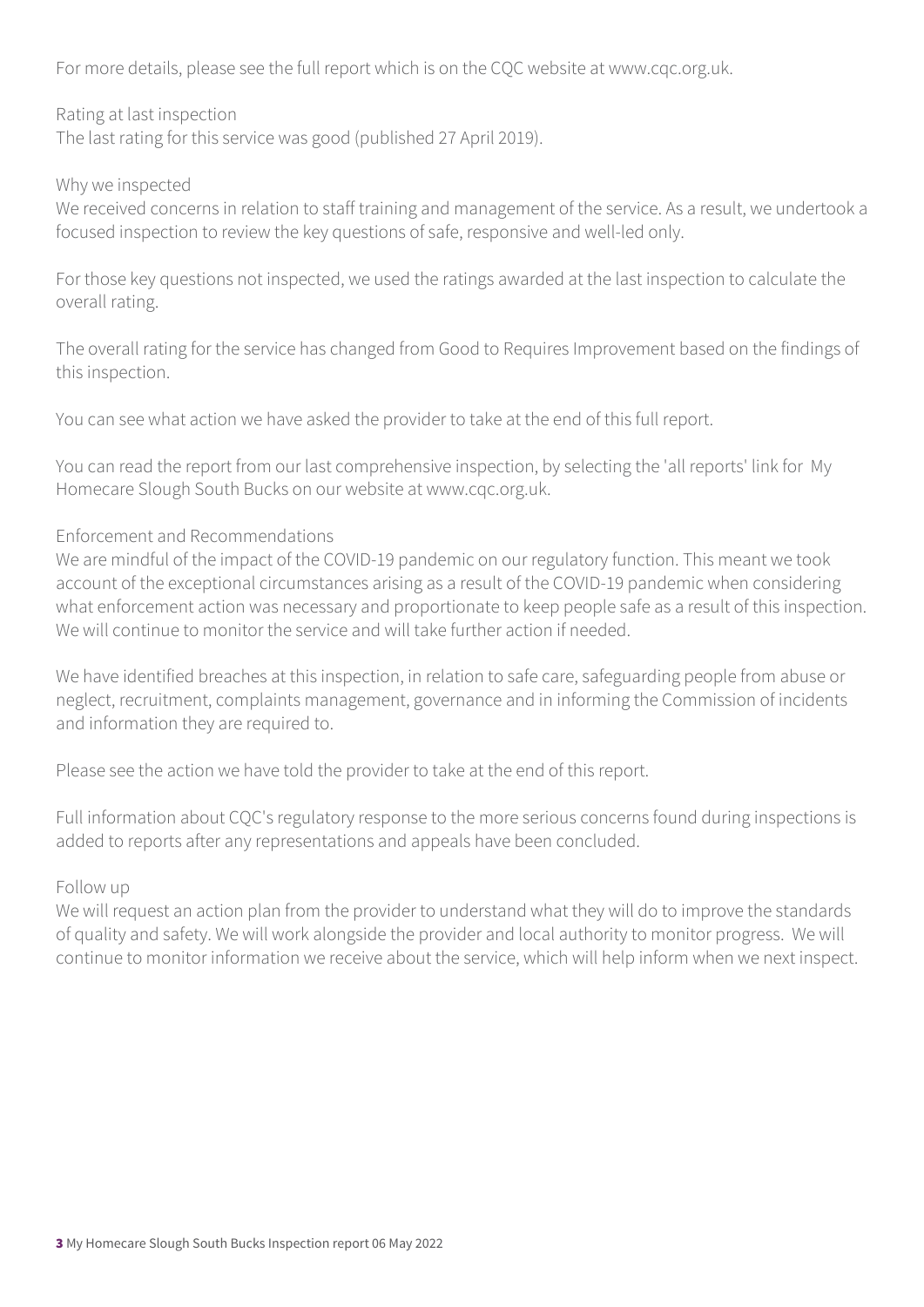For more details, please see the full report which is on the CQC website at www.cqc.org.uk.

Rating at last inspection
The last rating for this service was good (published 27 April 2019).

Why we inspected
We received concerns in relation to staff training and management of the service. As a result, we undertook a focused inspection to review the key questions of safe, responsive and well-led only.

For those key questions not inspected, we used the ratings awarded at the last inspection to calculate the overall rating.

The overall rating for the service has changed from Good to Requires Improvement based on the findings of this inspection.

You can see what action we have asked the provider to take at the end of this full report.

You can read the report from our last comprehensive inspection, by selecting the 'all reports' link for My Homecare Slough South Bucks on our website at www.cqc.org.uk.

Enforcement and Recommendations
We are mindful of the impact of the COVID-19 pandemic on our regulatory function. This meant we took account of the exceptional circumstances arising as a result of the COVID-19 pandemic when considering what enforcement action was necessary and proportionate to keep people safe as a result of this inspection. We will continue to monitor the service and will take further action if needed.

We have identified breaches at this inspection, in relation to safe care, safeguarding people from abuse or neglect, recruitment, complaints management, governance and in informing the Commission of incidents and information they are required to.

Please see the action we have told the provider to take at the end of this report.

Full information about CQC's regulatory response to the more serious concerns found during inspections is added to reports after any representations and appeals have been concluded.

Follow up
We will request an action plan from the provider to understand what they will do to improve the standards of quality and safety. We will work alongside the provider and local authority to monitor progress. We will continue to monitor information we receive about the service, which will help inform when we next inspect.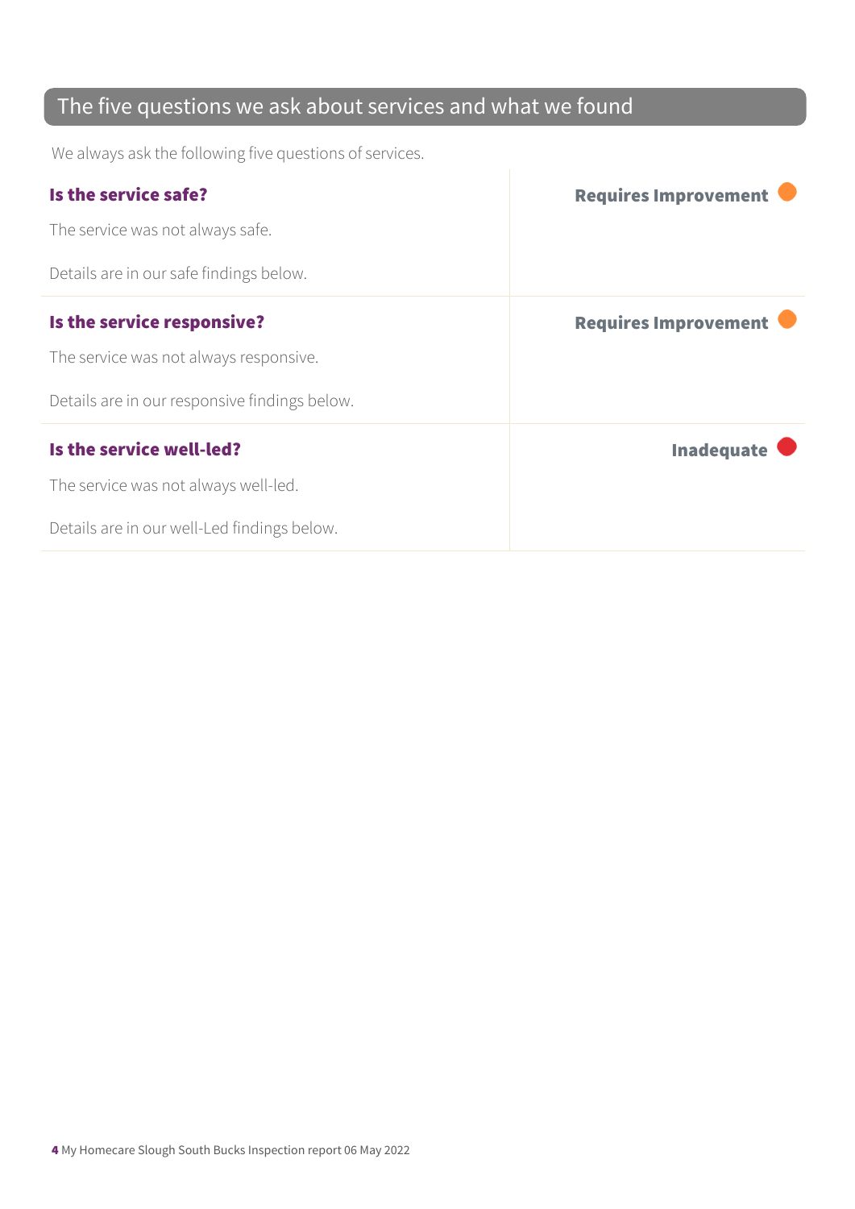## The five questions we ask about services and what we found

We always ask the following five questions of services.

| | |
|---|---|
| **Is the service safe?**<br>The service was not always safe.<br>Details are in our safe findings below. | **Requires Improvement** |
| **Is the service responsive?**<br>The service was not always responsive.<br>Details are in our responsive findings below. | **Requires Improvement** |
| **Is the service well-led?**<br>The service was not always well-led.<br>Details are in our well-Led findings below. | **Inadequate** |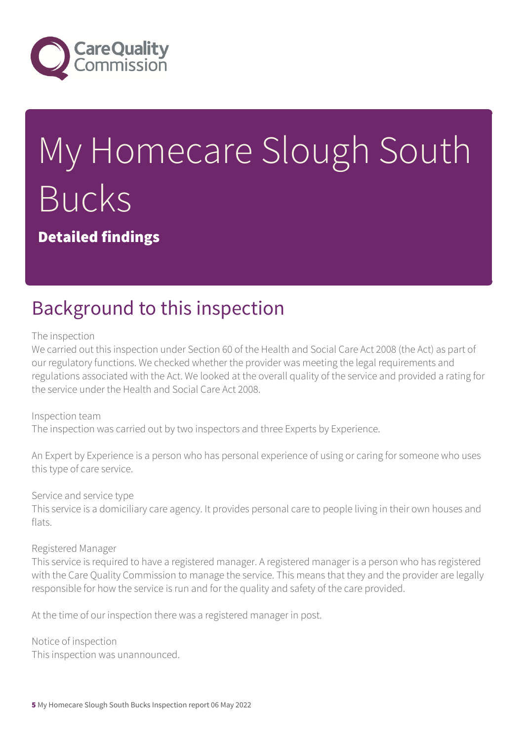# My Homecare Slough South Bucks

**Detailed findings**

## Background to this inspection

The inspection
We carried out this inspection under Section 60 of the Health and Social Care Act 2008 (the Act) as part of our regulatory functions. We checked whether the provider was meeting the legal requirements and regulations associated with the Act. We looked at the overall quality of the service and provided a rating for the service under the Health and Social Care Act 2008.

Inspection team
The inspection was carried out by two inspectors and three Experts by Experience.

An Expert by Experience is a person who has personal experience of using or caring for someone who uses this type of care service.

Service and service type
This service is a domiciliary care agency. It provides personal care to people living in their own houses and flats.

Registered Manager
This service is required to have a registered manager. A registered manager is a person who has registered with the Care Quality Commission to manage the service. This means that they and the provider are legally responsible for how the service is run and for the quality and safety of the care provided.

At the time of our inspection there was a registered manager in post.

Notice of inspection
This inspection was unannounced.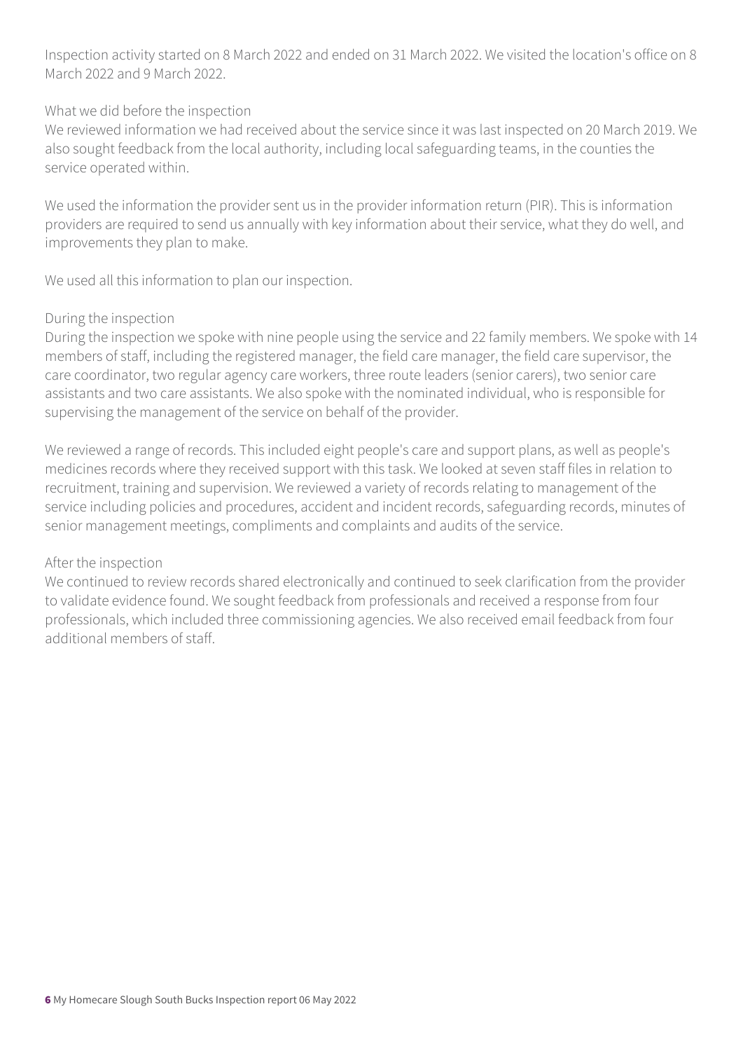Inspection activity started on 8 March 2022 and ended on 31 March 2022. We visited the location's office on 8 March 2022 and 9 March 2022.

### What we did before the inspection

We reviewed information we had received about the service since it was last inspected on 20 March 2019. We also sought feedback from the local authority, including local safeguarding teams, in the counties the service operated within.

We used the information the provider sent us in the provider information return (PIR). This is information providers are required to send us annually with key information about their service, what they do well, and improvements they plan to make.

We used all this information to plan our inspection.

### During the inspection

During the inspection we spoke with nine people using the service and 22 family members. We spoke with 14 members of staff, including the registered manager, the field care manager, the field care supervisor, the care coordinator, two regular agency care workers, three route leaders (senior carers), two senior care assistants and two care assistants. We also spoke with the nominated individual, who is responsible for supervising the management of the service on behalf of the provider.

We reviewed a range of records. This included eight people's care and support plans, as well as people's medicines records where they received support with this task. We looked at seven staff files in relation to recruitment, training and supervision. We reviewed a variety of records relating to management of the service including policies and procedures, accident and incident records, safeguarding records, minutes of senior management meetings, compliments and complaints and audits of the service.

### After the inspection

We continued to review records shared electronically and continued to seek clarification from the provider to validate evidence found. We sought feedback from professionals and received a response from four professionals, which included three commissioning agencies. We also received email feedback from four additional members of staff.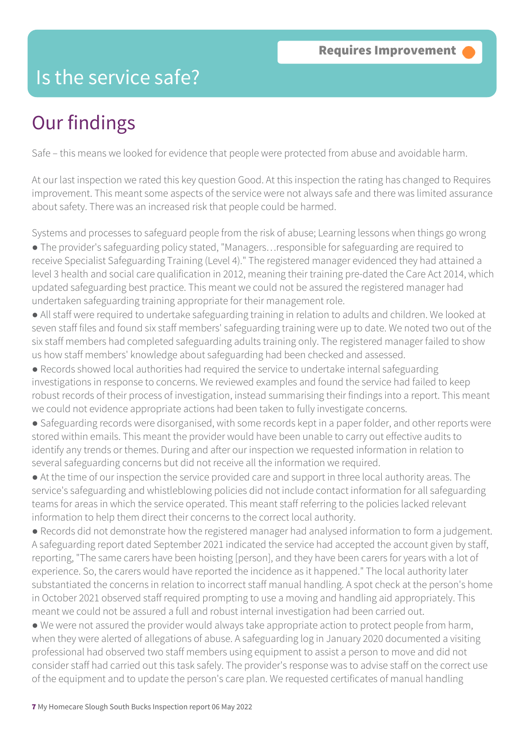# Is the service safe?

**Requires Improvement**

## Our findings

Safe – this means we looked for evidence that people were protected from abuse and avoidable harm.

At our last inspection we rated this key question Good. At this inspection the rating has changed to Requires improvement. This meant some aspects of the service were not always safe and there was limited assurance about safety. There was an increased risk that people could be harmed.

Systems and processes to safeguard people from the risk of abuse; Learning lessons when things go wrong

- The provider's safeguarding policy stated, "Managers…responsible for safeguarding are required to receive Specialist Safeguarding Training (Level 4)." The registered manager evidenced they had attained a level 3 health and social care qualification in 2012, meaning their training pre-dated the Care Act 2014, which updated safeguarding best practice. This meant we could not be assured the registered manager had undertaken safeguarding training appropriate for their management role.
- All staff were required to undertake safeguarding training in relation to adults and children. We looked at seven staff files and found six staff members' safeguarding training were up to date. We noted two out of the six staff members had completed safeguarding adults training only. The registered manager failed to show us how staff members' knowledge about safeguarding had been checked and assessed.
- Records showed local authorities had required the service to undertake internal safeguarding investigations in response to concerns. We reviewed examples and found the service had failed to keep robust records of their process of investigation, instead summarising their findings into a report. This meant we could not evidence appropriate actions had been taken to fully investigate concerns.
- Safeguarding records were disorganised, with some records kept in a paper folder, and other reports were stored within emails. This meant the provider would have been unable to carry out effective audits to identify any trends or themes. During and after our inspection we requested information in relation to several safeguarding concerns but did not receive all the information we required.
- At the time of our inspection the service provided care and support in three local authority areas. The service's safeguarding and whistleblowing policies did not include contact information for all safeguarding teams for areas in which the service operated. This meant staff referring to the policies lacked relevant information to help them direct their concerns to the correct local authority.
- Records did not demonstrate how the registered manager had analysed information to form a judgement. A safeguarding report dated September 2021 indicated the service had accepted the account given by staff, reporting, "The same carers have been hoisting [person], and they have been carers for years with a lot of experience. So, the carers would have reported the incidence as it happened." The local authority later substantiated the concerns in relation to incorrect staff manual handling. A spot check at the person's home in October 2021 observed staff required prompting to use a moving and handling aid appropriately. This meant we could not be assured a full and robust internal investigation had been carried out.
- We were not assured the provider would always take appropriate action to protect people from harm, when they were alerted of allegations of abuse. A safeguarding log in January 2020 documented a visiting professional had observed two staff members using equipment to assist a person to move and did not consider staff had carried out this task safely. The provider's response was to advise staff on the correct use of the equipment and to update the person's care plan. We requested certificates of manual handling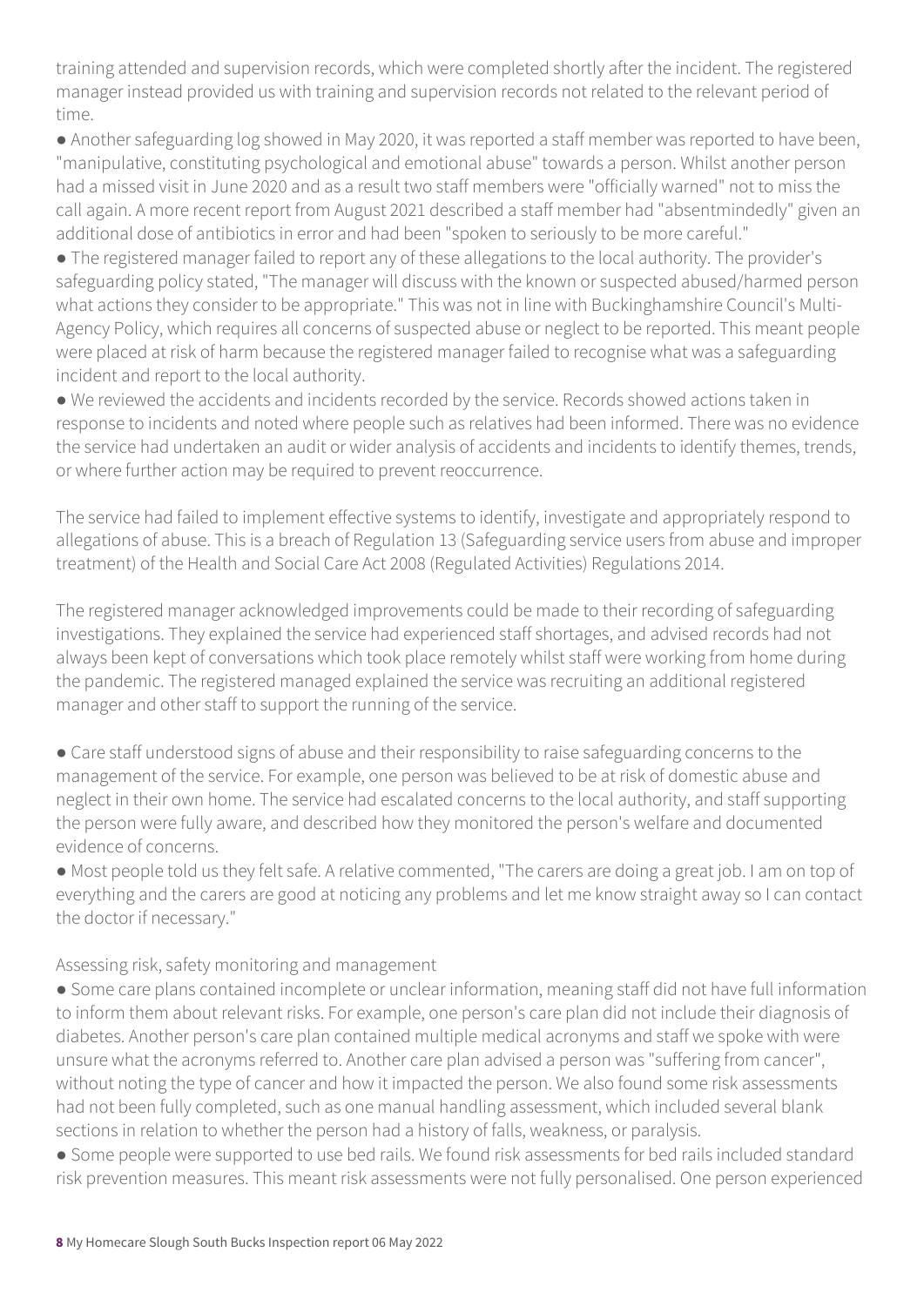training attended and supervision records, which were completed shortly after the incident. The registered manager instead provided us with training and supervision records not related to the relevant period of time.

- Another safeguarding log showed in May 2020, it was reported a staff member was reported to have been, "manipulative, constituting psychological and emotional abuse" towards a person. Whilst another person had a missed visit in June 2020 and as a result two staff members were "officially warned" not to miss the call again. A more recent report from August 2021 described a staff member had "absentmindedly" given an additional dose of antibiotics in error and had been "spoken to seriously to be more careful."
- The registered manager failed to report any of these allegations to the local authority. The provider's safeguarding policy stated, "The manager will discuss with the known or suspected abused/harmed person what actions they consider to be appropriate." This was not in line with Buckinghamshire Council's Multi-Agency Policy, which requires all concerns of suspected abuse or neglect to be reported. This meant people were placed at risk of harm because the registered manager failed to recognise what was a safeguarding incident and report to the local authority.
- We reviewed the accidents and incidents recorded by the service. Records showed actions taken in response to incidents and noted where people such as relatives had been informed. There was no evidence the service had undertaken an audit or wider analysis of accidents and incidents to identify themes, trends, or where further action may be required to prevent reoccurrence.

The service had failed to implement effective systems to identify, investigate and appropriately respond to allegations of abuse. This is a breach of Regulation 13 (Safeguarding service users from abuse and improper treatment) of the Health and Social Care Act 2008 (Regulated Activities) Regulations 2014.

The registered manager acknowledged improvements could be made to their recording of safeguarding investigations. They explained the service had experienced staff shortages, and advised records had not always been kept of conversations which took place remotely whilst staff were working from home during the pandemic. The registered managed explained the service was recruiting an additional registered manager and other staff to support the running of the service.

- Care staff understood signs of abuse and their responsibility to raise safeguarding concerns to the management of the service. For example, one person was believed to be at risk of domestic abuse and neglect in their own home. The service had escalated concerns to the local authority, and staff supporting the person were fully aware, and described how they monitored the person's welfare and documented evidence of concerns.
- Most people told us they felt safe. A relative commented, "The carers are doing a great job. I am on top of everything and the carers are good at noticing any problems and let me know straight away so I can contact the doctor if necessary."

Assessing risk, safety monitoring and management

- Some care plans contained incomplete or unclear information, meaning staff did not have full information to inform them about relevant risks. For example, one person's care plan did not include their diagnosis of diabetes. Another person's care plan contained multiple medical acronyms and staff we spoke with were unsure what the acronyms referred to. Another care plan advised a person was "suffering from cancer", without noting the type of cancer and how it impacted the person. We also found some risk assessments had not been fully completed, such as one manual handling assessment, which included several blank sections in relation to whether the person had a history of falls, weakness, or paralysis.
- Some people were supported to use bed rails. We found risk assessments for bed rails included standard risk prevention measures. This meant risk assessments were not fully personalised. One person experienced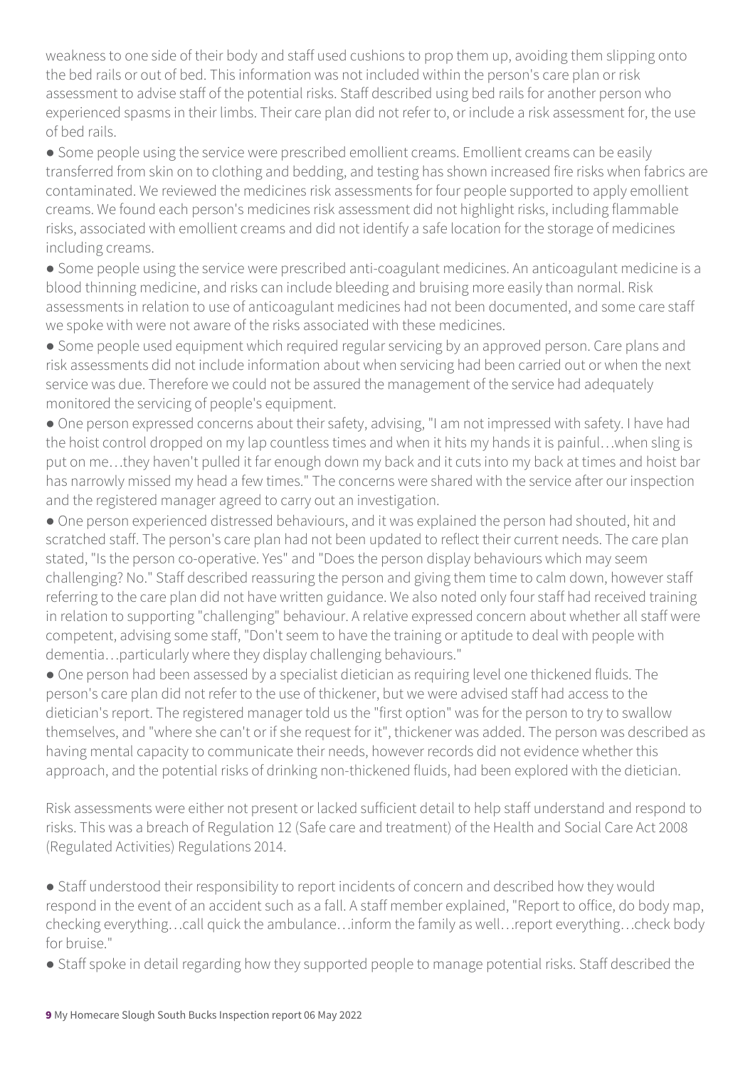weakness to one side of their body and staff used cushions to prop them up, avoiding them slipping onto the bed rails or out of bed. This information was not included within the person's care plan or risk assessment to advise staff of the potential risks. Staff described using bed rails for another person who experienced spasms in their limbs. Their care plan did not refer to, or include a risk assessment for, the use of bed rails.

- Some people using the service were prescribed emollient creams. Emollient creams can be easily transferred from skin on to clothing and bedding, and testing has shown increased fire risks when fabrics are contaminated. We reviewed the medicines risk assessments for four people supported to apply emollient creams. We found each person's medicines risk assessment did not highlight risks, including flammable risks, associated with emollient creams and did not identify a safe location for the storage of medicines including creams.
- Some people using the service were prescribed anti-coagulant medicines. An anticoagulant medicine is a blood thinning medicine, and risks can include bleeding and bruising more easily than normal. Risk assessments in relation to use of anticoagulant medicines had not been documented, and some care staff we spoke with were not aware of the risks associated with these medicines.
- Some people used equipment which required regular servicing by an approved person. Care plans and risk assessments did not include information about when servicing had been carried out or when the next service was due. Therefore we could not be assured the management of the service had adequately monitored the servicing of people's equipment.
- One person expressed concerns about their safety, advising, "I am not impressed with safety. I have had the hoist control dropped on my lap countless times and when it hits my hands it is painful…when sling is put on me…they haven't pulled it far enough down my back and it cuts into my back at times and hoist bar has narrowly missed my head a few times." The concerns were shared with the service after our inspection and the registered manager agreed to carry out an investigation.
- One person experienced distressed behaviours, and it was explained the person had shouted, hit and scratched staff. The person's care plan had not been updated to reflect their current needs. The care plan stated, "Is the person co-operative. Yes" and "Does the person display behaviours which may seem challenging? No." Staff described reassuring the person and giving them time to calm down, however staff referring to the care plan did not have written guidance. We also noted only four staff had received training in relation to supporting "challenging" behaviour. A relative expressed concern about whether all staff were competent, advising some staff, "Don't seem to have the training or aptitude to deal with people with dementia…particularly where they display challenging behaviours."
- One person had been assessed by a specialist dietician as requiring level one thickened fluids. The person's care plan did not refer to the use of thickener, but we were advised staff had access to the dietician's report. The registered manager told us the "first option" was for the person to try to swallow themselves, and "where she can't or if she request for it", thickener was added. The person was described as having mental capacity to communicate their needs, however records did not evidence whether this approach, and the potential risks of drinking non-thickened fluids, had been explored with the dietician.

Risk assessments were either not present or lacked sufficient detail to help staff understand and respond to risks. This was a breach of Regulation 12 (Safe care and treatment) of the Health and Social Care Act 2008 (Regulated Activities) Regulations 2014.

- Staff understood their responsibility to report incidents of concern and described how they would respond in the event of an accident such as a fall. A staff member explained, "Report to office, do body map, checking everything…call quick the ambulance…inform the family as well…report everything…check body for bruise."
- Staff spoke in detail regarding how they supported people to manage potential risks. Staff described the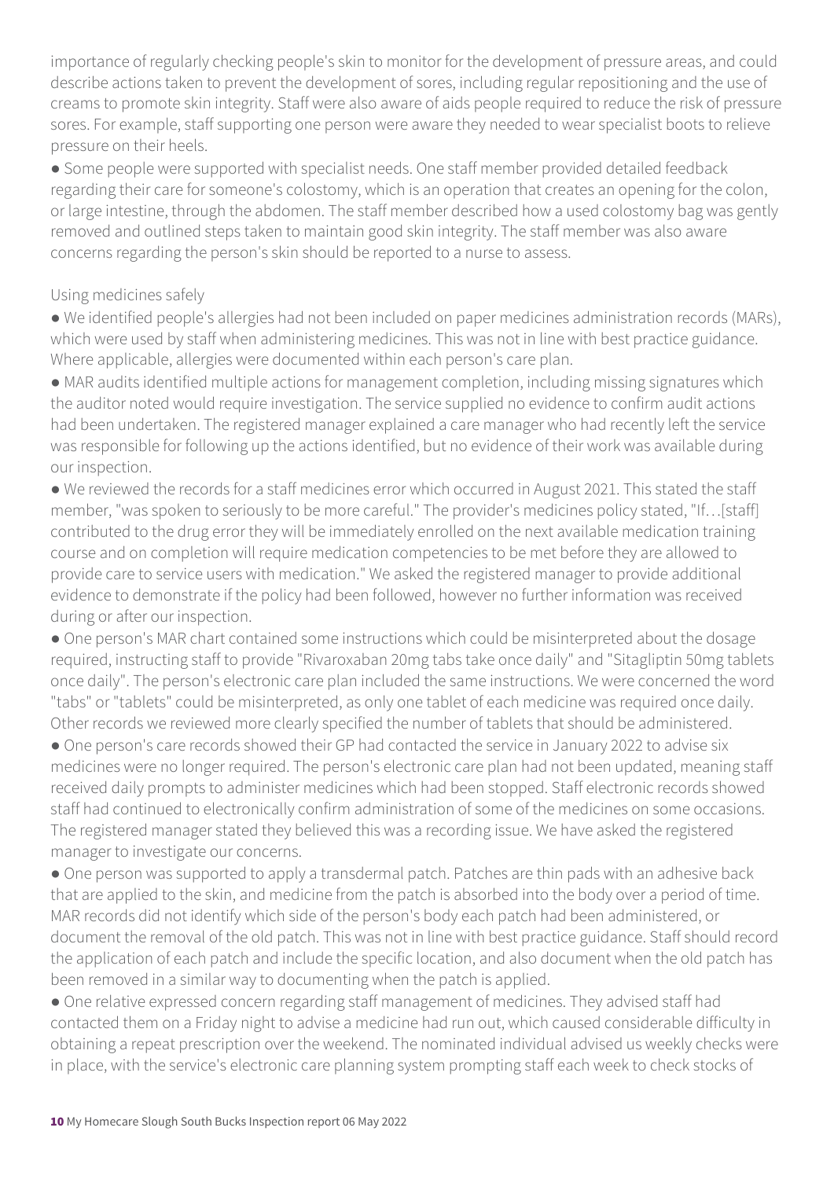importance of regularly checking people's skin to monitor for the development of pressure areas, and could describe actions taken to prevent the development of sores, including regular repositioning and the use of creams to promote skin integrity. Staff were also aware of aids people required to reduce the risk of pressure sores. For example, staff supporting one person were aware they needed to wear specialist boots to relieve pressure on their heels.

- Some people were supported with specialist needs. One staff member provided detailed feedback regarding their care for someone's colostomy, which is an operation that creates an opening for the colon, or large intestine, through the abdomen. The staff member described how a used colostomy bag was gently removed and outlined steps taken to maintain good skin integrity. The staff member was also aware concerns regarding the person's skin should be reported to a nurse to assess.

Using medicines safely

- We identified people's allergies had not been included on paper medicines administration records (MARs), which were used by staff when administering medicines. This was not in line with best practice guidance. Where applicable, allergies were documented within each person's care plan.
- MAR audits identified multiple actions for management completion, including missing signatures which the auditor noted would require investigation. The service supplied no evidence to confirm audit actions had been undertaken. The registered manager explained a care manager who had recently left the service was responsible for following up the actions identified, but no evidence of their work was available during our inspection.
- We reviewed the records for a staff medicines error which occurred in August 2021. This stated the staff member, "was spoken to seriously to be more careful." The provider's medicines policy stated, "If…[staff] contributed to the drug error they will be immediately enrolled on the next available medication training course and on completion will require medication competencies to be met before they are allowed to provide care to service users with medication." We asked the registered manager to provide additional evidence to demonstrate if the policy had been followed, however no further information was received during or after our inspection.
- One person's MAR chart contained some instructions which could be misinterpreted about the dosage required, instructing staff to provide "Rivaroxaban 20mg tabs take once daily" and "Sitagliptin 50mg tablets once daily". The person's electronic care plan included the same instructions. We were concerned the word "tabs" or "tablets" could be misinterpreted, as only one tablet of each medicine was required once daily. Other records we reviewed more clearly specified the number of tablets that should be administered.
- One person's care records showed their GP had contacted the service in January 2022 to advise six medicines were no longer required. The person's electronic care plan had not been updated, meaning staff received daily prompts to administer medicines which had been stopped. Staff electronic records showed staff had continued to electronically confirm administration of some of the medicines on some occasions. The registered manager stated they believed this was a recording issue. We have asked the registered manager to investigate our concerns.
- One person was supported to apply a transdermal patch. Patches are thin pads with an adhesive back that are applied to the skin, and medicine from the patch is absorbed into the body over a period of time. MAR records did not identify which side of the person's body each patch had been administered, or document the removal of the old patch. This was not in line with best practice guidance. Staff should record the application of each patch and include the specific location, and also document when the old patch has been removed in a similar way to documenting when the patch is applied.
- One relative expressed concern regarding staff management of medicines. They advised staff had contacted them on a Friday night to advise a medicine had run out, which caused considerable difficulty in obtaining a repeat prescription over the weekend. The nominated individual advised us weekly checks were in place, with the service's electronic care planning system prompting staff each week to check stocks of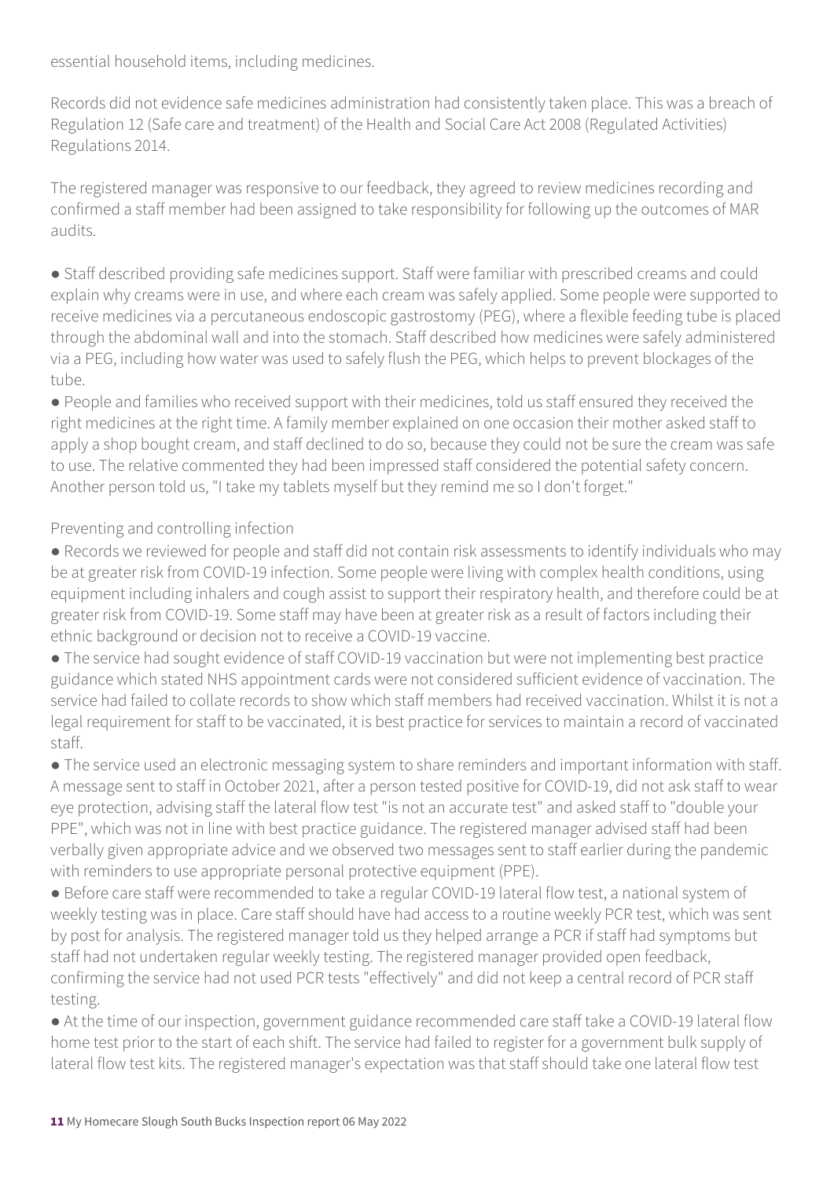essential household items, including medicines.

Records did not evidence safe medicines administration had consistently taken place. This was a breach of Regulation 12 (Safe care and treatment) of the Health and Social Care Act 2008 (Regulated Activities) Regulations 2014.

The registered manager was responsive to our feedback, they agreed to review medicines recording and confirmed a staff member had been assigned to take responsibility for following up the outcomes of MAR audits.

- Staff described providing safe medicines support. Staff were familiar with prescribed creams and could explain why creams were in use, and where each cream was safely applied. Some people were supported to receive medicines via a percutaneous endoscopic gastrostomy (PEG), where a flexible feeding tube is placed through the abdominal wall and into the stomach. Staff described how medicines were safely administered via a PEG, including how water was used to safely flush the PEG, which helps to prevent blockages of the tube.
- People and families who received support with their medicines, told us staff ensured they received the right medicines at the right time. A family member explained on one occasion their mother asked staff to apply a shop bought cream, and staff declined to do so, because they could not be sure the cream was safe to use. The relative commented they had been impressed staff considered the potential safety concern. Another person told us, "I take my tablets myself but they remind me so I don't forget."

Preventing and controlling infection

- Records we reviewed for people and staff did not contain risk assessments to identify individuals who may be at greater risk from COVID-19 infection. Some people were living with complex health conditions, using equipment including inhalers and cough assist to support their respiratory health, and therefore could be at greater risk from COVID-19. Some staff may have been at greater risk as a result of factors including their ethnic background or decision not to receive a COVID-19 vaccine.
- The service had sought evidence of staff COVID-19 vaccination but were not implementing best practice guidance which stated NHS appointment cards were not considered sufficient evidence of vaccination. The service had failed to collate records to show which staff members had received vaccination. Whilst it is not a legal requirement for staff to be vaccinated, it is best practice for services to maintain a record of vaccinated staff.
- The service used an electronic messaging system to share reminders and important information with staff. A message sent to staff in October 2021, after a person tested positive for COVID-19, did not ask staff to wear eye protection, advising staff the lateral flow test "is not an accurate test" and asked staff to "double your PPE", which was not in line with best practice guidance. The registered manager advised staff had been verbally given appropriate advice and we observed two messages sent to staff earlier during the pandemic with reminders to use appropriate personal protective equipment (PPE).
- Before care staff were recommended to take a regular COVID-19 lateral flow test, a national system of weekly testing was in place. Care staff should have had access to a routine weekly PCR test, which was sent by post for analysis. The registered manager told us they helped arrange a PCR if staff had symptoms but staff had not undertaken regular weekly testing. The registered manager provided open feedback, confirming the service had not used PCR tests "effectively" and did not keep a central record of PCR staff testing.
- At the time of our inspection, government guidance recommended care staff take a COVID-19 lateral flow home test prior to the start of each shift. The service had failed to register for a government bulk supply of lateral flow test kits. The registered manager's expectation was that staff should take one lateral flow test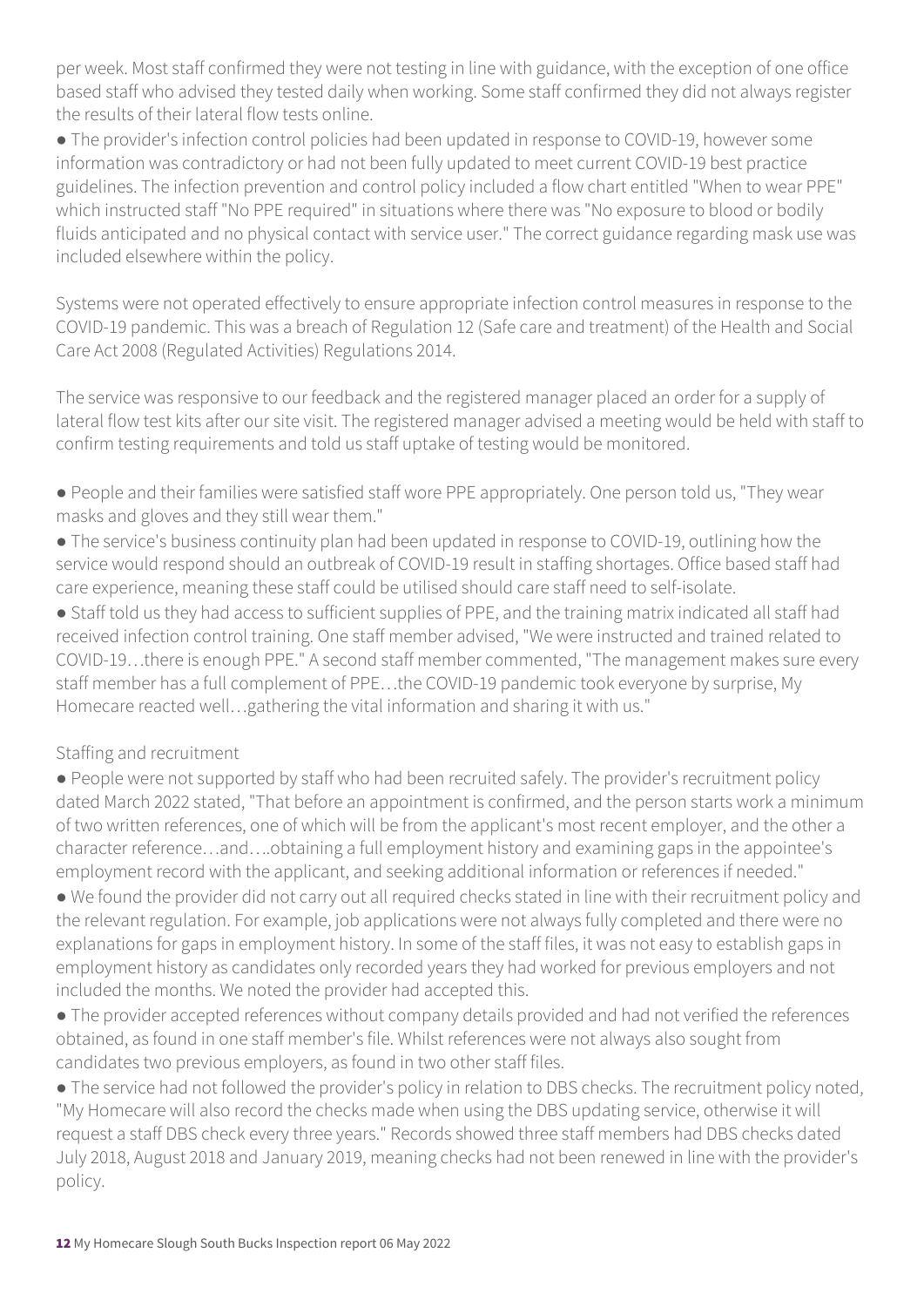per week. Most staff confirmed they were not testing in line with guidance, with the exception of one office based staff who advised they tested daily when working. Some staff confirmed they did not always register the results of their lateral flow tests online.

- The provider's infection control policies had been updated in response to COVID-19, however some information was contradictory or had not been fully updated to meet current COVID-19 best practice guidelines. The infection prevention and control policy included a flow chart entitled "When to wear PPE" which instructed staff "No PPE required" in situations where there was "No exposure to blood or bodily fluids anticipated and no physical contact with service user." The correct guidance regarding mask use was included elsewhere within the policy.

Systems were not operated effectively to ensure appropriate infection control measures in response to the COVID-19 pandemic. This was a breach of Regulation 12 (Safe care and treatment) of the Health and Social Care Act 2008 (Regulated Activities) Regulations 2014.

The service was responsive to our feedback and the registered manager placed an order for a supply of lateral flow test kits after our site visit. The registered manager advised a meeting would be held with staff to confirm testing requirements and told us staff uptake of testing would be monitored.

- People and their families were satisfied staff wore PPE appropriately. One person told us, "They wear masks and gloves and they still wear them."
- The service's business continuity plan had been updated in response to COVID-19, outlining how the service would respond should an outbreak of COVID-19 result in staffing shortages. Office based staff had care experience, meaning these staff could be utilised should care staff need to self-isolate.
- Staff told us they had access to sufficient supplies of PPE, and the training matrix indicated all staff had received infection control training. One staff member advised, "We were instructed and trained related to COVID-19…there is enough PPE." A second staff member commented, "The management makes sure every staff member has a full complement of PPE…the COVID-19 pandemic took everyone by surprise, My Homecare reacted well…gathering the vital information and sharing it with us."

Staffing and recruitment

- People were not supported by staff who had been recruited safely. The provider's recruitment policy dated March 2022 stated, "That before an appointment is confirmed, and the person starts work a minimum of two written references, one of which will be from the applicant's most recent employer, and the other a character reference…and….obtaining a full employment history and examining gaps in the appointee's employment record with the applicant, and seeking additional information or references if needed."
- We found the provider did not carry out all required checks stated in line with their recruitment policy and the relevant regulation. For example, job applications were not always fully completed and there were no explanations for gaps in employment history. In some of the staff files, it was not easy to establish gaps in employment history as candidates only recorded years they had worked for previous employers and not included the months. We noted the provider had accepted this.
- The provider accepted references without company details provided and had not verified the references obtained, as found in one staff member's file. Whilst references were not always also sought from candidates two previous employers, as found in two other staff files.
- The service had not followed the provider's policy in relation to DBS checks. The recruitment policy noted, "My Homecare will also record the checks made when using the DBS updating service, otherwise it will request a staff DBS check every three years." Records showed three staff members had DBS checks dated July 2018, August 2018 and January 2019, meaning checks had not been renewed in line with the provider's policy.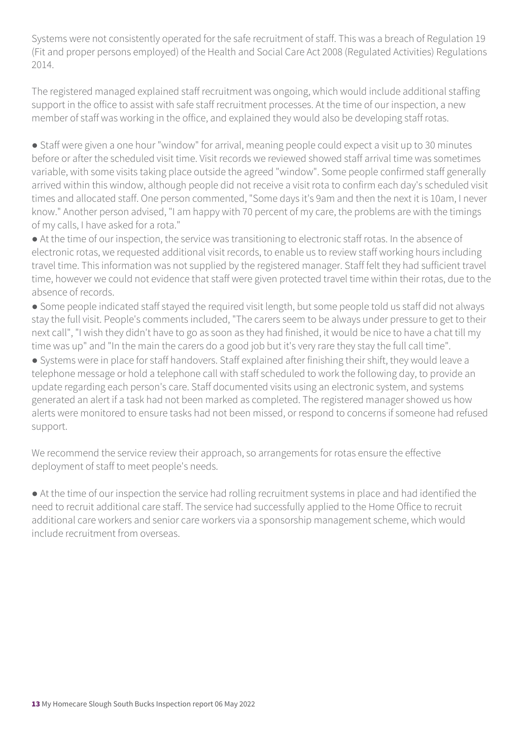Systems were not consistently operated for the safe recruitment of staff. This was a breach of Regulation 19 (Fit and proper persons employed) of the Health and Social Care Act 2008 (Regulated Activities) Regulations 2014.

The registered managed explained staff recruitment was ongoing, which would include additional staffing support in the office to assist with safe staff recruitment processes. At the time of our inspection, a new member of staff was working in the office, and explained they would also be developing staff rotas.

- Staff were given a one hour "window" for arrival, meaning people could expect a visit up to 30 minutes before or after the scheduled visit time. Visit records we reviewed showed staff arrival time was sometimes variable, with some visits taking place outside the agreed "window". Some people confirmed staff generally arrived within this window, although people did not receive a visit rota to confirm each day's scheduled visit times and allocated staff. One person commented, "Some days it's 9am and then the next it is 10am, I never know." Another person advised, "I am happy with 70 percent of my care, the problems are with the timings of my calls, I have asked for a rota."
- At the time of our inspection, the service was transitioning to electronic staff rotas. In the absence of electronic rotas, we requested additional visit records, to enable us to review staff working hours including travel time. This information was not supplied by the registered manager. Staff felt they had sufficient travel time, however we could not evidence that staff were given protected travel time within their rotas, due to the absence of records.
- Some people indicated staff stayed the required visit length, but some people told us staff did not always stay the full visit. People's comments included, "The carers seem to be always under pressure to get to their next call", "I wish they didn't have to go as soon as they had finished, it would be nice to have a chat till my time was up" and "In the main the carers do a good job but it's very rare they stay the full call time".
- Systems were in place for staff handovers. Staff explained after finishing their shift, they would leave a telephone message or hold a telephone call with staff scheduled to work the following day, to provide an update regarding each person's care. Staff documented visits using an electronic system, and systems generated an alert if a task had not been marked as completed. The registered manager showed us how alerts were monitored to ensure tasks had not been missed, or respond to concerns if someone had refused support.

We recommend the service review their approach, so arrangements for rotas ensure the effective deployment of staff to meet people's needs.

- At the time of our inspection the service had rolling recruitment systems in place and had identified the need to recruit additional care staff. The service had successfully applied to the Home Office to recruit additional care workers and senior care workers via a sponsorship management scheme, which would include recruitment from overseas.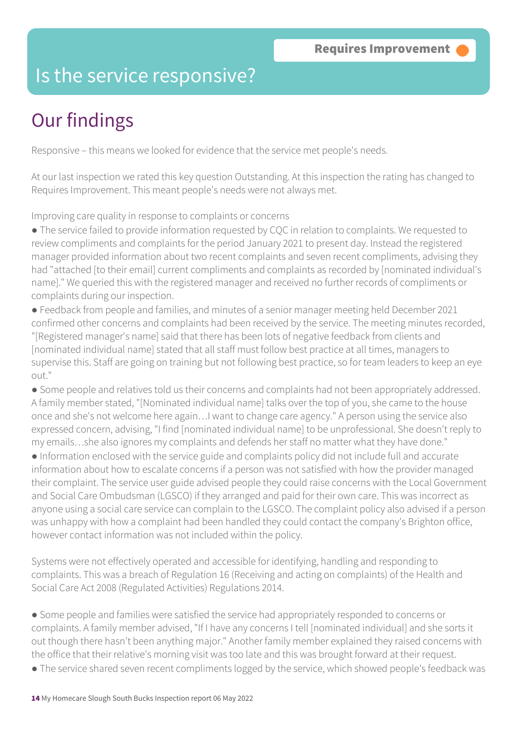Requires Improvement

# Is the service responsive?

## Our findings

Responsive – this means we looked for evidence that the service met people's needs.

At our last inspection we rated this key question Outstanding. At this inspection the rating has changed to Requires Improvement. This meant people's needs were not always met.

Improving care quality in response to complaints or concerns

- The service failed to provide information requested by CQC in relation to complaints. We requested to review compliments and complaints for the period January 2021 to present day. Instead the registered manager provided information about two recent complaints and seven recent compliments, advising they had "attached [to their email] current compliments and complaints as recorded by [nominated individual's name]." We queried this with the registered manager and received no further records of compliments or complaints during our inspection.
- Feedback from people and families, and minutes of a senior manager meeting held December 2021 confirmed other concerns and complaints had been received by the service. The meeting minutes recorded, "[Registered manager's name] said that there has been lots of negative feedback from clients and [nominated individual name] stated that all staff must follow best practice at all times, managers to supervise this. Staff are going on training but not following best practice, so for team leaders to keep an eye out."
- Some people and relatives told us their concerns and complaints had not been appropriately addressed. A family member stated, "[Nominated individual name] talks over the top of you, she came to the house once and she's not welcome here again…I want to change care agency." A person using the service also expressed concern, advising, "I find [nominated individual name] to be unprofessional. She doesn't reply to my emails…she also ignores my complaints and defends her staff no matter what they have done."
- Information enclosed with the service guide and complaints policy did not include full and accurate information about how to escalate concerns if a person was not satisfied with how the provider managed their complaint. The service user guide advised people they could raise concerns with the Local Government and Social Care Ombudsman (LGSCO) if they arranged and paid for their own care. This was incorrect as anyone using a social care service can complain to the LGSCO. The complaint policy also advised if a person was unhappy with how a complaint had been handled they could contact the company's Brighton office, however contact information was not included within the policy.

Systems were not effectively operated and accessible for identifying, handling and responding to complaints. This was a breach of Regulation 16 (Receiving and acting on complaints) of the Health and Social Care Act 2008 (Regulated Activities) Regulations 2014.

- Some people and families were satisfied the service had appropriately responded to concerns or complaints. A family member advised, "If I have any concerns I tell [nominated individual] and she sorts it out though there hasn't been anything major." Another family member explained they raised concerns with the office that their relative's morning visit was too late and this was brought forward at their request.
- The service shared seven recent compliments logged by the service, which showed people's feedback was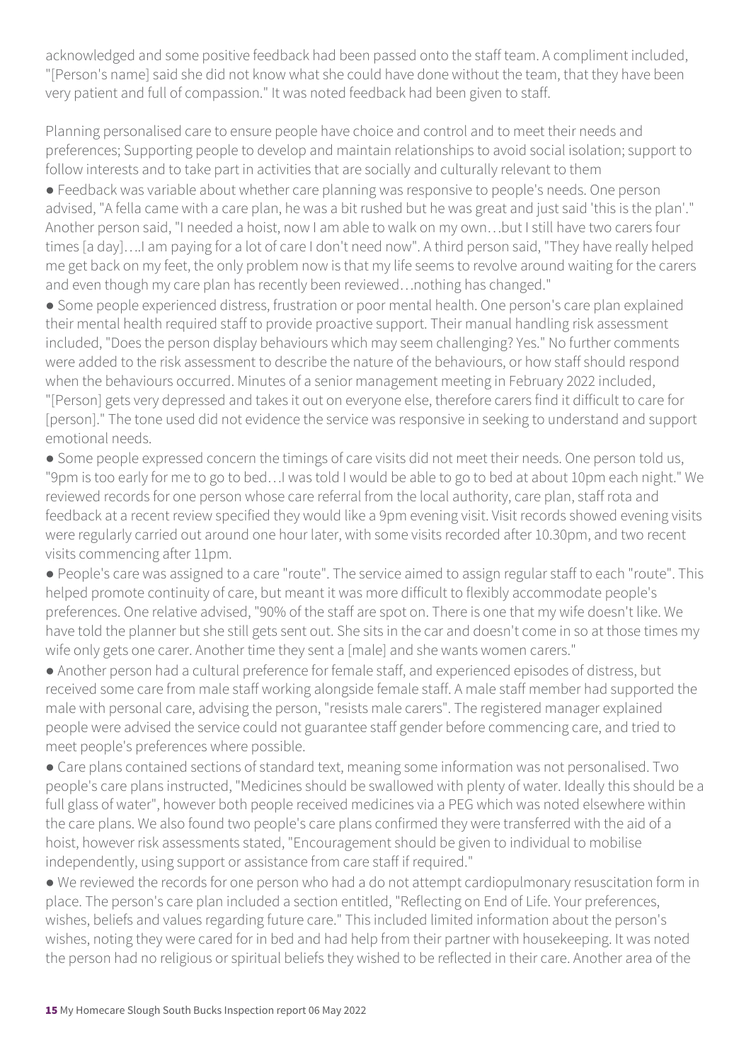acknowledged and some positive feedback had been passed onto the staff team. A compliment included, "[Person's name] said she did not know what she could have done without the team, that they have been very patient and full of compassion." It was noted feedback had been given to staff.

Planning personalised care to ensure people have choice and control and to meet their needs and preferences; Supporting people to develop and maintain relationships to avoid social isolation; support to follow interests and to take part in activities that are socially and culturally relevant to them

- Feedback was variable about whether care planning was responsive to people's needs. One person advised, "A fella came with a care plan, he was a bit rushed but he was great and just said 'this is the plan'." Another person said, "I needed a hoist, now I am able to walk on my own…but I still have two carers four times [a day]….I am paying for a lot of care I don't need now". A third person said, "They have really helped me get back on my feet, the only problem now is that my life seems to revolve around waiting for the carers and even though my care plan has recently been reviewed…nothing has changed."
- Some people experienced distress, frustration or poor mental health. One person's care plan explained their mental health required staff to provide proactive support. Their manual handling risk assessment included, "Does the person display behaviours which may seem challenging? Yes." No further comments were added to the risk assessment to describe the nature of the behaviours, or how staff should respond when the behaviours occurred. Minutes of a senior management meeting in February 2022 included, "[Person] gets very depressed and takes it out on everyone else, therefore carers find it difficult to care for [person]." The tone used did not evidence the service was responsive in seeking to understand and support emotional needs.
- Some people expressed concern the timings of care visits did not meet their needs. One person told us, "9pm is too early for me to go to bed…I was told I would be able to go to bed at about 10pm each night." We reviewed records for one person whose care referral from the local authority, care plan, staff rota and feedback at a recent review specified they would like a 9pm evening visit. Visit records showed evening visits were regularly carried out around one hour later, with some visits recorded after 10.30pm, and two recent visits commencing after 11pm.
- People's care was assigned to a care "route". The service aimed to assign regular staff to each "route". This helped promote continuity of care, but meant it was more difficult to flexibly accommodate people's preferences. One relative advised, "90% of the staff are spot on. There is one that my wife doesn't like. We have told the planner but she still gets sent out. She sits in the car and doesn't come in so at those times my wife only gets one carer. Another time they sent a [male] and she wants women carers."
- Another person had a cultural preference for female staff, and experienced episodes of distress, but received some care from male staff working alongside female staff. A male staff member had supported the male with personal care, advising the person, "resists male carers". The registered manager explained people were advised the service could not guarantee staff gender before commencing care, and tried to meet people's preferences where possible.
- Care plans contained sections of standard text, meaning some information was not personalised. Two people's care plans instructed, "Medicines should be swallowed with plenty of water. Ideally this should be a full glass of water", however both people received medicines via a PEG which was noted elsewhere within the care plans. We also found two people's care plans confirmed they were transferred with the aid of a hoist, however risk assessments stated, "Encouragement should be given to individual to mobilise independently, using support or assistance from care staff if required."
- We reviewed the records for one person who had a do not attempt cardiopulmonary resuscitation form in place. The person's care plan included a section entitled, "Reflecting on End of Life. Your preferences, wishes, beliefs and values regarding future care." This included limited information about the person's wishes, noting they were cared for in bed and had help from their partner with housekeeping. It was noted the person had no religious or spiritual beliefs they wished to be reflected in their care. Another area of the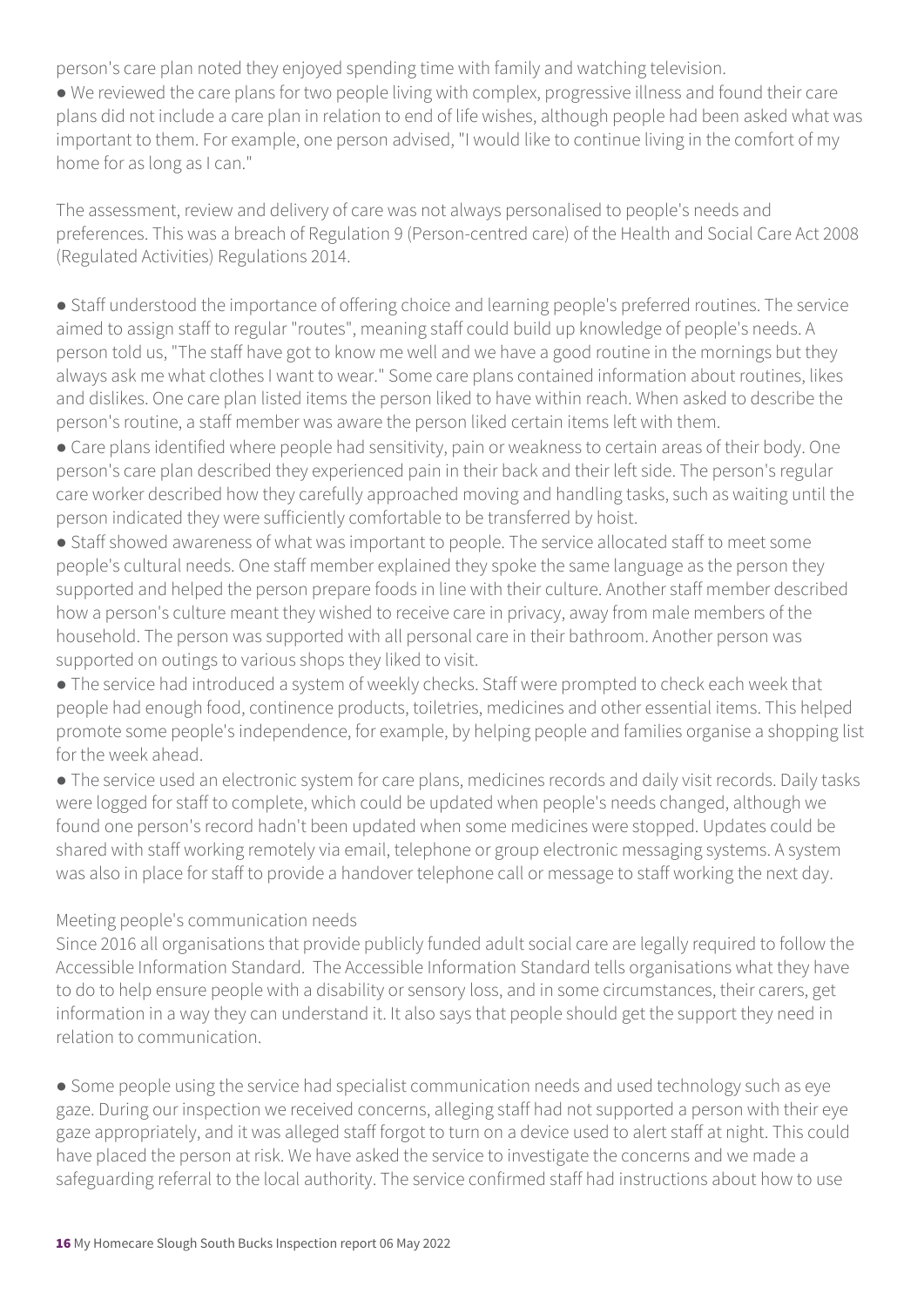person's care plan noted they enjoyed spending time with family and watching television.

- We reviewed the care plans for two people living with complex, progressive illness and found their care plans did not include a care plan in relation to end of life wishes, although people had been asked what was important to them. For example, one person advised, "I would like to continue living in the comfort of my home for as long as I can."

The assessment, review and delivery of care was not always personalised to people's needs and preferences. This was a breach of Regulation 9 (Person-centred care) of the Health and Social Care Act 2008 (Regulated Activities) Regulations 2014.

- Staff understood the importance of offering choice and learning people's preferred routines. The service aimed to assign staff to regular "routes", meaning staff could build up knowledge of people's needs. A person told us, "The staff have got to know me well and we have a good routine in the mornings but they always ask me what clothes I want to wear." Some care plans contained information about routines, likes and dislikes. One care plan listed items the person liked to have within reach. When asked to describe the person's routine, a staff member was aware the person liked certain items left with them.
- Care plans identified where people had sensitivity, pain or weakness to certain areas of their body. One person's care plan described they experienced pain in their back and their left side. The person's regular care worker described how they carefully approached moving and handling tasks, such as waiting until the person indicated they were sufficiently comfortable to be transferred by hoist.
- Staff showed awareness of what was important to people. The service allocated staff to meet some people's cultural needs. One staff member explained they spoke the same language as the person they supported and helped the person prepare foods in line with their culture. Another staff member described how a person's culture meant they wished to receive care in privacy, away from male members of the household. The person was supported with all personal care in their bathroom. Another person was supported on outings to various shops they liked to visit.
- The service had introduced a system of weekly checks. Staff were prompted to check each week that people had enough food, continence products, toiletries, medicines and other essential items. This helped promote some people's independence, for example, by helping people and families organise a shopping list for the week ahead.
- The service used an electronic system for care plans, medicines records and daily visit records. Daily tasks were logged for staff to complete, which could be updated when people's needs changed, although we found one person's record hadn't been updated when some medicines were stopped. Updates could be shared with staff working remotely via email, telephone or group electronic messaging systems. A system was also in place for staff to provide a handover telephone call or message to staff working the next day.

Meeting people's communication needs

Since 2016 all organisations that provide publicly funded adult social care are legally required to follow the Accessible Information Standard. The Accessible Information Standard tells organisations what they have to do to help ensure people with a disability or sensory loss, and in some circumstances, their carers, get information in a way they can understand it. It also says that people should get the support they need in relation to communication.

- Some people using the service had specialist communication needs and used technology such as eye gaze. During our inspection we received concerns, alleging staff had not supported a person with their eye gaze appropriately, and it was alleged staff forgot to turn on a device used to alert staff at night. This could have placed the person at risk. We have asked the service to investigate the concerns and we made a safeguarding referral to the local authority. The service confirmed staff had instructions about how to use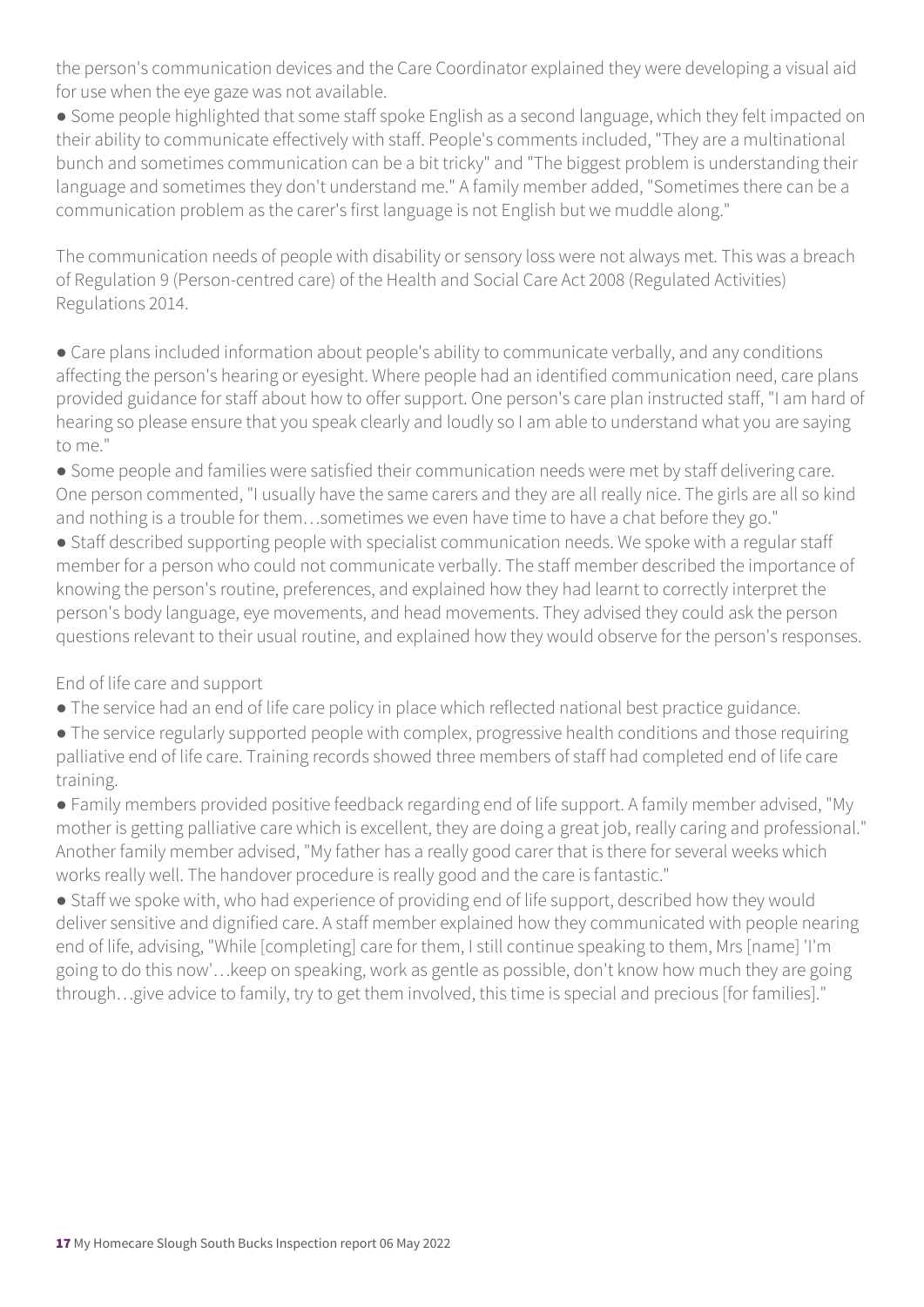the person's communication devices and the Care Coordinator explained they were developing a visual aid for use when the eye gaze was not available.

- Some people highlighted that some staff spoke English as a second language, which they felt impacted on their ability to communicate effectively with staff. People's comments included, "They are a multinational bunch and sometimes communication can be a bit tricky" and "The biggest problem is understanding their language and sometimes they don't understand me." A family member added, "Sometimes there can be a communication problem as the carer's first language is not English but we muddle along."

The communication needs of people with disability or sensory loss were not always met. This was a breach of Regulation 9 (Person-centred care) of the Health and Social Care Act 2008 (Regulated Activities) Regulations 2014.

- Care plans included information about people's ability to communicate verbally, and any conditions affecting the person's hearing or eyesight. Where people had an identified communication need, care plans provided guidance for staff about how to offer support. One person's care plan instructed staff, "I am hard of hearing so please ensure that you speak clearly and loudly so I am able to understand what you are saying to me."
- Some people and families were satisfied their communication needs were met by staff delivering care. One person commented, "I usually have the same carers and they are all really nice. The girls are all so kind and nothing is a trouble for them…sometimes we even have time to have a chat before they go."
- Staff described supporting people with specialist communication needs. We spoke with a regular staff member for a person who could not communicate verbally. The staff member described the importance of knowing the person's routine, preferences, and explained how they had learnt to correctly interpret the person's body language, eye movements, and head movements. They advised they could ask the person questions relevant to their usual routine, and explained how they would observe for the person's responses.

End of life care and support

- The service had an end of life care policy in place which reflected national best practice guidance.
- The service regularly supported people with complex, progressive health conditions and those requiring palliative end of life care. Training records showed three members of staff had completed end of life care training.
- Family members provided positive feedback regarding end of life support. A family member advised, "My mother is getting palliative care which is excellent, they are doing a great job, really caring and professional." Another family member advised, "My father has a really good carer that is there for several weeks which works really well. The handover procedure is really good and the care is fantastic."
- Staff we spoke with, who had experience of providing end of life support, described how they would deliver sensitive and dignified care. A staff member explained how they communicated with people nearing end of life, advising, "While [completing] care for them, I still continue speaking to them, Mrs [name] 'I'm going to do this now'…keep on speaking, work as gentle as possible, don't know how much they are going through…give advice to family, try to get them involved, this time is special and precious [for families]."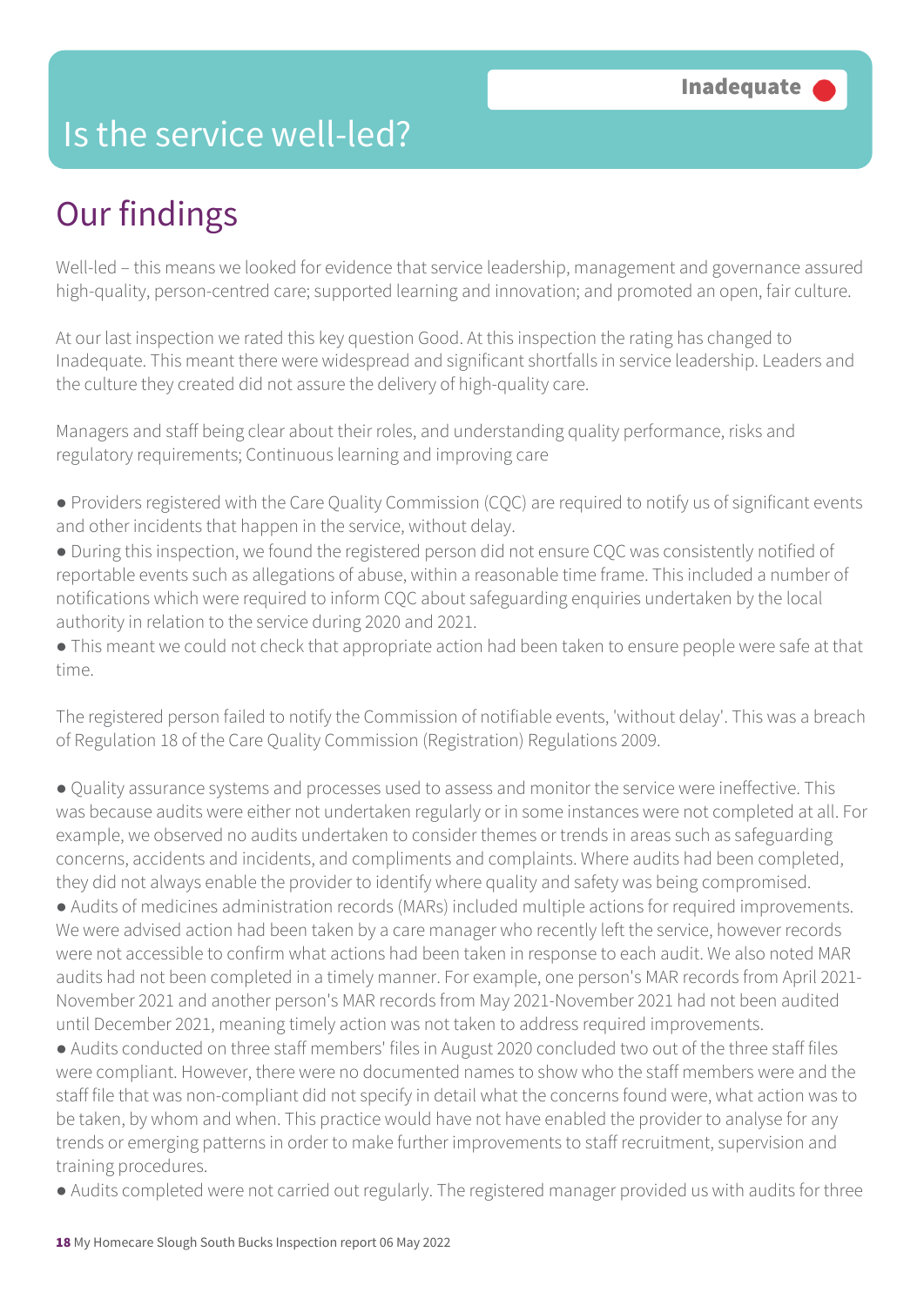# Is the service well-led?

**Inadequate**

## Our findings

Well-led – this means we looked for evidence that service leadership, management and governance assured high-quality, person-centred care; supported learning and innovation; and promoted an open, fair culture.

At our last inspection we rated this key question Good. At this inspection the rating has changed to Inadequate. This meant there were widespread and significant shortfalls in service leadership. Leaders and the culture they created did not assure the delivery of high-quality care.

Managers and staff being clear about their roles, and understanding quality performance, risks and regulatory requirements; Continuous learning and improving care

- Providers registered with the Care Quality Commission (CQC) are required to notify us of significant events and other incidents that happen in the service, without delay.
- During this inspection, we found the registered person did not ensure CQC was consistently notified of reportable events such as allegations of abuse, within a reasonable time frame. This included a number of notifications which were required to inform CQC about safeguarding enquiries undertaken by the local authority in relation to the service during 2020 and 2021.
- This meant we could not check that appropriate action had been taken to ensure people were safe at that time.

The registered person failed to notify the Commission of notifiable events, 'without delay'. This was a breach of Regulation 18 of the Care Quality Commission (Registration) Regulations 2009.

- Quality assurance systems and processes used to assess and monitor the service were ineffective. This was because audits were either not undertaken regularly or in some instances were not completed at all. For example, we observed no audits undertaken to consider themes or trends in areas such as safeguarding concerns, accidents and incidents, and compliments and complaints. Where audits had been completed, they did not always enable the provider to identify where quality and safety was being compromised.
- Audits of medicines administration records (MARs) included multiple actions for required improvements. We were advised action had been taken by a care manager who recently left the service, however records were not accessible to confirm what actions had been taken in response to each audit. We also noted MAR audits had not been completed in a timely manner. For example, one person's MAR records from April 2021-November 2021 and another person's MAR records from May 2021-November 2021 had not been audited until December 2021, meaning timely action was not taken to address required improvements.
- Audits conducted on three staff members' files in August 2020 concluded two out of the three staff files were compliant. However, there were no documented names to show who the staff members were and the staff file that was non-compliant did not specify in detail what the concerns found were, what action was to be taken, by whom and when. This practice would have not have enabled the provider to analyse for any trends or emerging patterns in order to make further improvements to staff recruitment, supervision and training procedures.
- Audits completed were not carried out regularly. The registered manager provided us with audits for three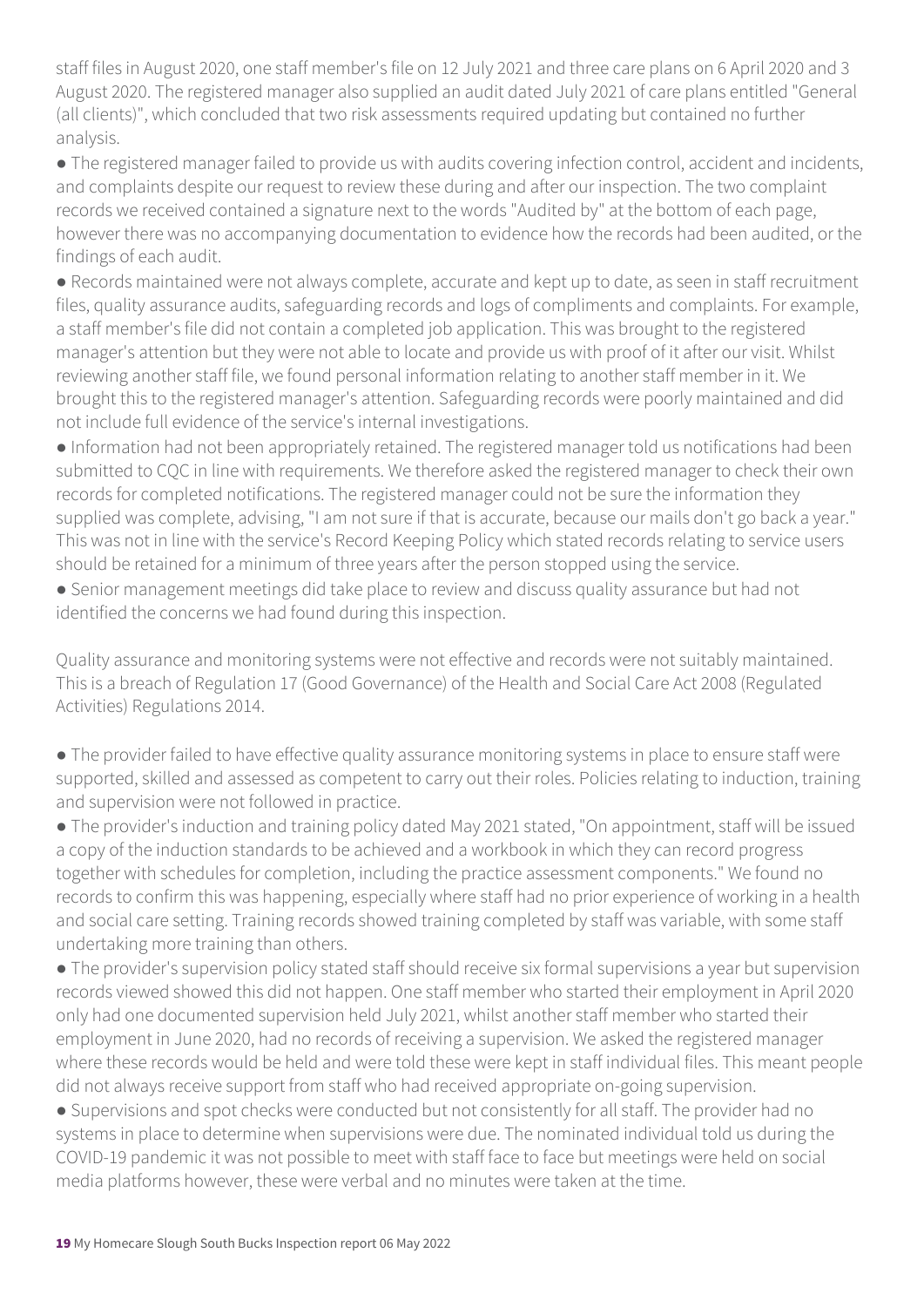staff files in August 2020, one staff member's file on 12 July 2021 and three care plans on 6 April 2020 and 3 August 2020. The registered manager also supplied an audit dated July 2021 of care plans entitled "General (all clients)", which concluded that two risk assessments required updating but contained no further analysis.

- The registered manager failed to provide us with audits covering infection control, accident and incidents, and complaints despite our request to review these during and after our inspection. The two complaint records we received contained a signature next to the words "Audited by" at the bottom of each page, however there was no accompanying documentation to evidence how the records had been audited, or the findings of each audit.
- Records maintained were not always complete, accurate and kept up to date, as seen in staff recruitment files, quality assurance audits, safeguarding records and logs of compliments and complaints. For example, a staff member's file did not contain a completed job application. This was brought to the registered manager's attention but they were not able to locate and provide us with proof of it after our visit. Whilst reviewing another staff file, we found personal information relating to another staff member in it. We brought this to the registered manager's attention. Safeguarding records were poorly maintained and did not include full evidence of the service's internal investigations.
- Information had not been appropriately retained. The registered manager told us notifications had been submitted to CQC in line with requirements. We therefore asked the registered manager to check their own records for completed notifications. The registered manager could not be sure the information they supplied was complete, advising, "I am not sure if that is accurate, because our mails don't go back a year." This was not in line with the service's Record Keeping Policy which stated records relating to service users should be retained for a minimum of three years after the person stopped using the service.
- Senior management meetings did take place to review and discuss quality assurance but had not identified the concerns we had found during this inspection.

Quality assurance and monitoring systems were not effective and records were not suitably maintained. This is a breach of Regulation 17 (Good Governance) of the Health and Social Care Act 2008 (Regulated Activities) Regulations 2014.

- The provider failed to have effective quality assurance monitoring systems in place to ensure staff were supported, skilled and assessed as competent to carry out their roles. Policies relating to induction, training and supervision were not followed in practice.
- The provider's induction and training policy dated May 2021 stated, "On appointment, staff will be issued a copy of the induction standards to be achieved and a workbook in which they can record progress together with schedules for completion, including the practice assessment components." We found no records to confirm this was happening, especially where staff had no prior experience of working in a health and social care setting. Training records showed training completed by staff was variable, with some staff undertaking more training than others.
- The provider's supervision policy stated staff should receive six formal supervisions a year but supervision records viewed showed this did not happen. One staff member who started their employment in April 2020 only had one documented supervision held July 2021, whilst another staff member who started their employment in June 2020, had no records of receiving a supervision. We asked the registered manager where these records would be held and were told these were kept in staff individual files. This meant people did not always receive support from staff who had received appropriate on-going supervision.
- Supervisions and spot checks were conducted but not consistently for all staff. The provider had no systems in place to determine when supervisions were due. The nominated individual told us during the COVID-19 pandemic it was not possible to meet with staff face to face but meetings were held on social media platforms however, these were verbal and no minutes were taken at the time.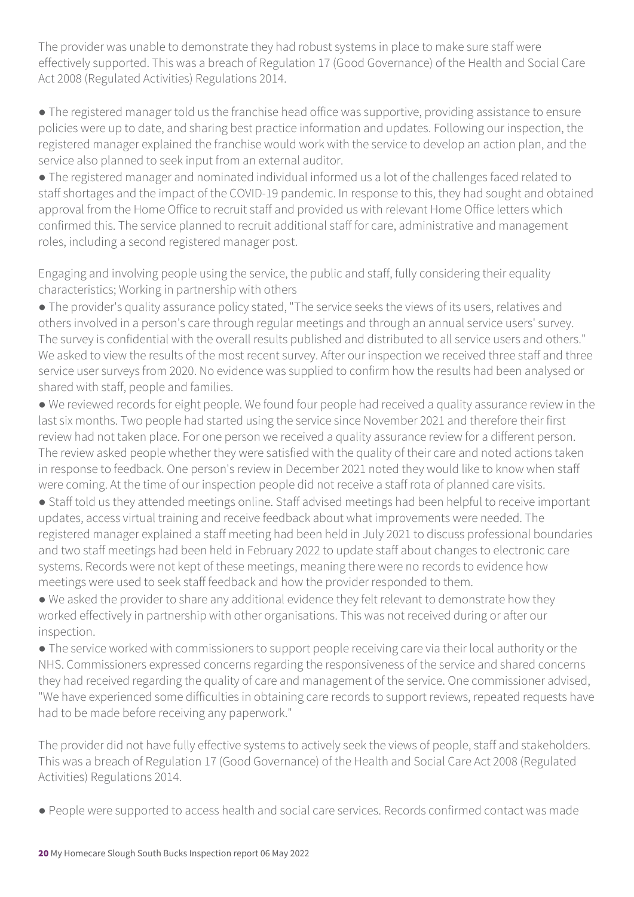The provider was unable to demonstrate they had robust systems in place to make sure staff were effectively supported. This was a breach of Regulation 17 (Good Governance) of the Health and Social Care Act 2008 (Regulated Activities) Regulations 2014.

- The registered manager told us the franchise head office was supportive, providing assistance to ensure policies were up to date, and sharing best practice information and updates. Following our inspection, the registered manager explained the franchise would work with the service to develop an action plan, and the service also planned to seek input from an external auditor.
- The registered manager and nominated individual informed us a lot of the challenges faced related to staff shortages and the impact of the COVID-19 pandemic. In response to this, they had sought and obtained approval from the Home Office to recruit staff and provided us with relevant Home Office letters which confirmed this. The service planned to recruit additional staff for care, administrative and management roles, including a second registered manager post.

Engaging and involving people using the service, the public and staff, fully considering their equality characteristics; Working in partnership with others

- The provider's quality assurance policy stated, "The service seeks the views of its users, relatives and others involved in a person's care through regular meetings and through an annual service users' survey. The survey is confidential with the overall results published and distributed to all service users and others." We asked to view the results of the most recent survey. After our inspection we received three staff and three service user surveys from 2020. No evidence was supplied to confirm how the results had been analysed or shared with staff, people and families.
- We reviewed records for eight people. We found four people had received a quality assurance review in the last six months. Two people had started using the service since November 2021 and therefore their first review had not taken place. For one person we received a quality assurance review for a different person. The review asked people whether they were satisfied with the quality of their care and noted actions taken in response to feedback. One person's review in December 2021 noted they would like to know when staff were coming. At the time of our inspection people did not receive a staff rota of planned care visits.
- Staff told us they attended meetings online. Staff advised meetings had been helpful to receive important updates, access virtual training and receive feedback about what improvements were needed. The registered manager explained a staff meeting had been held in July 2021 to discuss professional boundaries and two staff meetings had been held in February 2022 to update staff about changes to electronic care systems. Records were not kept of these meetings, meaning there were no records to evidence how meetings were used to seek staff feedback and how the provider responded to them.
- We asked the provider to share any additional evidence they felt relevant to demonstrate how they worked effectively in partnership with other organisations. This was not received during or after our inspection.
- The service worked with commissioners to support people receiving care via their local authority or the NHS. Commissioners expressed concerns regarding the responsiveness of the service and shared concerns they had received regarding the quality of care and management of the service. One commissioner advised, "We have experienced some difficulties in obtaining care records to support reviews, repeated requests have had to be made before receiving any paperwork."

The provider did not have fully effective systems to actively seek the views of people, staff and stakeholders. This was a breach of Regulation 17 (Good Governance) of the Health and Social Care Act 2008 (Regulated Activities) Regulations 2014.

- People were supported to access health and social care services. Records confirmed contact was made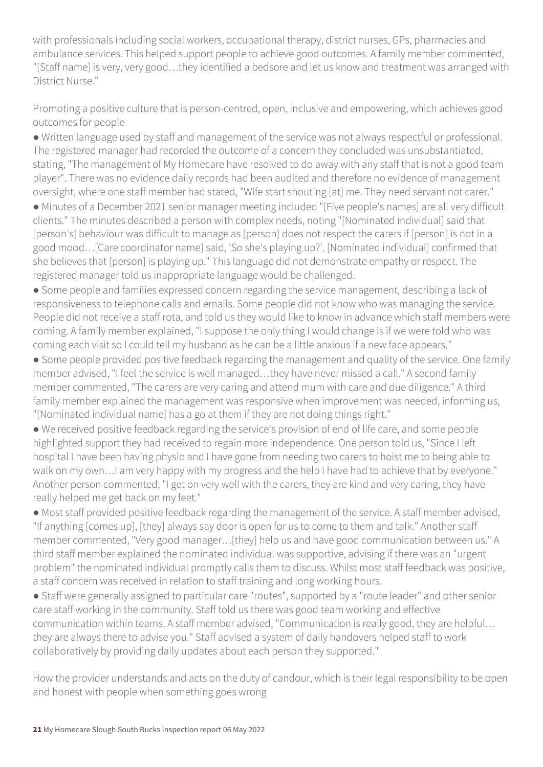with professionals including social workers, occupational therapy, district nurses, GPs, pharmacies and ambulance services. This helped support people to achieve good outcomes. A family member commented, "[Staff name] is very, very good…they identified a bedsore and let us know and treatment was arranged with District Nurse."

## Promoting a positive culture that is person-centred, open, inclusive and empowering, which achieves good outcomes for people

- Written language used by staff and management of the service was not always respectful or professional. The registered manager had recorded the outcome of a concern they concluded was unsubstantiated, stating, "The management of My Homecare have resolved to do away with any staff that is not a good team player". There was no evidence daily records had been audited and therefore no evidence of management oversight, where one staff member had stated, "Wife start shouting [at] me. They need servant not carer."
- Minutes of a December 2021 senior manager meeting included "[Five people's names] are all very difficult clients." The minutes described a person with complex needs, noting "[Nominated individual] said that [person's] behaviour was difficult to manage as [person] does not respect the carers if [person] is not in a good mood…[Care coordinator name] said, 'So she's playing up?'. [Nominated individual] confirmed that she believes that [person] is playing up." This language did not demonstrate empathy or respect. The registered manager told us inappropriate language would be challenged.
- Some people and families expressed concern regarding the service management, describing a lack of responsiveness to telephone calls and emails. Some people did not know who was managing the service. People did not receive a staff rota, and told us they would like to know in advance which staff members were coming. A family member explained, "I suppose the only thing I would change is if we were told who was coming each visit so I could tell my husband as he can be a little anxious if a new face appears."
- Some people provided positive feedback regarding the management and quality of the service. One family member advised, "I feel the service is well managed…they have never missed a call." A second family member commented, "The carers are very caring and attend mum with care and due diligence." A third family member explained the management was responsive when improvement was needed, informing us, "[Nominated individual name] has a go at them if they are not doing things right."
- We received positive feedback regarding the service's provision of end of life care, and some people highlighted support they had received to regain more independence. One person told us, "Since I left hospital I have been having physio and I have gone from needing two carers to hoist me to being able to walk on my own…I am very happy with my progress and the help I have had to achieve that by everyone." Another person commented, "I get on very well with the carers, they are kind and very caring, they have really helped me get back on my feet."
- Most staff provided positive feedback regarding the management of the service. A staff member advised, "If anything [comes up], [they] always say door is open for us to come to them and talk." Another staff member commented, "Very good manager…[they] help us and have good communication between us." A third staff member explained the nominated individual was supportive, advising if there was an "urgent problem" the nominated individual promptly calls them to discuss. Whilst most staff feedback was positive, a staff concern was received in relation to staff training and long working hours.
- Staff were generally assigned to particular care "routes", supported by a "route leader" and other senior care staff working in the community. Staff told us there was good team working and effective communication within teams. A staff member advised, "Communication is really good, they are helpful… they are always there to advise you." Staff advised a system of daily handovers helped staff to work collaboratively by providing daily updates about each person they supported."

## How the provider understands and acts on the duty of candour, which is their legal responsibility to be open and honest with people when something goes wrong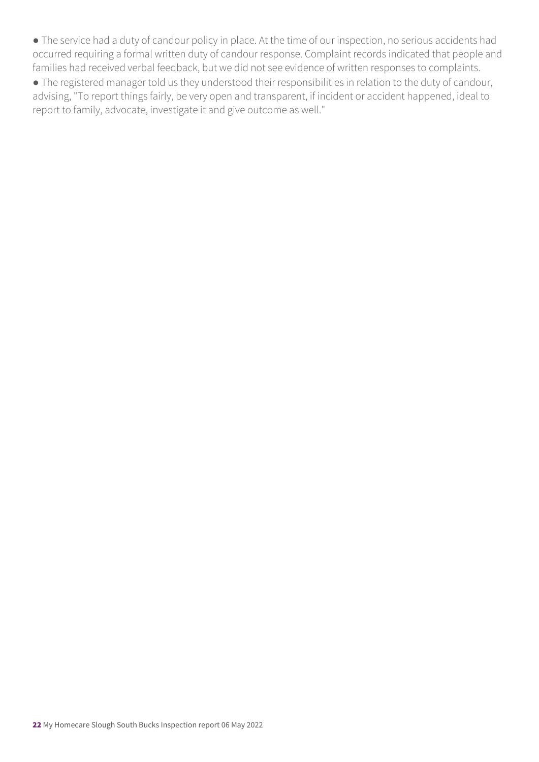- The service had a duty of candour policy in place. At the time of our inspection, no serious accidents had occurred requiring a formal written duty of candour response. Complaint records indicated that people and families had received verbal feedback, but we did not see evidence of written responses to complaints.
- The registered manager told us they understood their responsibilities in relation to the duty of candour, advising, "To report things fairly, be very open and transparent, if incident or accident happened, ideal to report to family, advocate, investigate it and give outcome as well."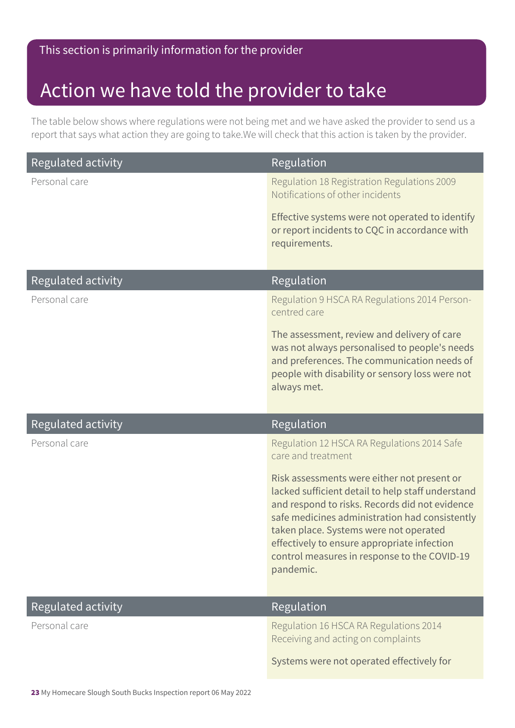This section is primarily information for the provider

# Action we have told the provider to take

The table below shows where regulations were not being met and we have asked the provider to send us a report that says what action they are going to take.We will check that this action is taken by the provider.

| Regulated activity | Regulation |
| --- | --- |
| Personal care | Regulation 18 Registration Regulations 2009 Notifications of other incidents<br><br>Effective systems were not operated to identify or report incidents to CQC in accordance with requirements. |

| Regulated activity | Regulation |
| --- | --- |
| Personal care | Regulation 9 HSCA RA Regulations 2014 Person-centred care<br><br>The assessment, review and delivery of care was not always personalised to people's needs and preferences. The communication needs of people with disability or sensory loss were not always met. |

| Regulated activity | Regulation |
| --- | --- |
| Personal care | Regulation 12 HSCA RA Regulations 2014 Safe care and treatment<br><br>Risk assessments were either not present or lacked sufficient detail to help staff understand and respond to risks. Records did not evidence safe medicines administration had consistently taken place. Systems were not operated effectively to ensure appropriate infection control measures in response to the COVID-19 pandemic. |

| Regulated activity | Regulation |
| --- | --- |
| Personal care | Regulation 16 HSCA RA Regulations 2014 Receiving and acting on complaints<br><br>Systems were not operated effectively for |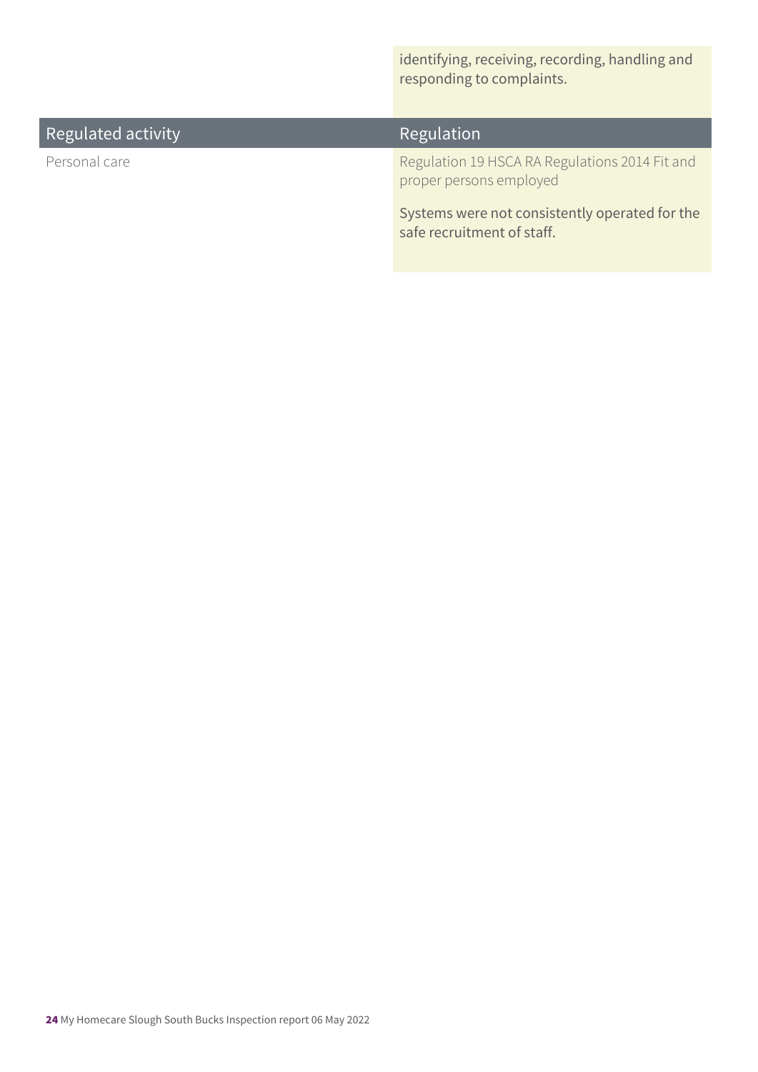| Regulated activity | Regulation |
|---|---|
| | identifying, receiving, recording, handling and responding to complaints. |
| Personal care | Regulation 19 HSCA RA Regulations 2014 Fit and proper persons employed<br><br>Systems were not consistently operated for the safe recruitment of staff. |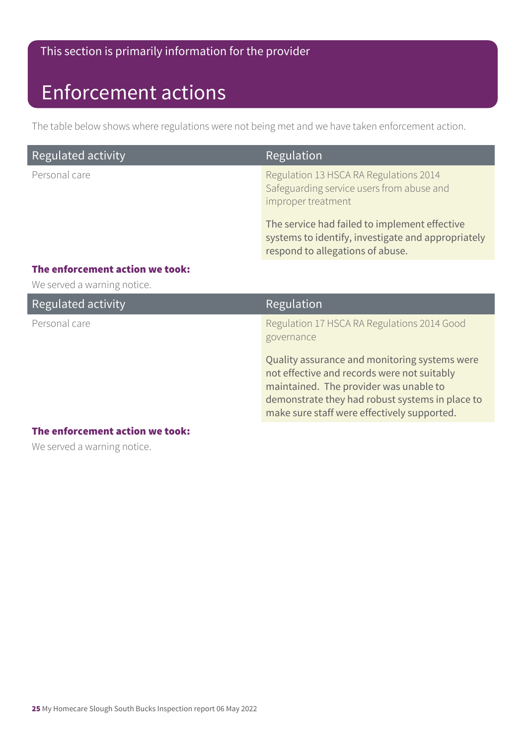This section is primarily information for the provider

# Enforcement actions

The table below shows where regulations were not being met and we have taken enforcement action.

| Regulated activity | Regulation |
| --- | --- |
| Personal care | Regulation 13 HSCA RA Regulations 2014 Safeguarding service users from abuse and improper treatment<br><br>The service had failed to implement effective systems to identify, investigate and appropriately respond to allegations of abuse. |

**The enforcement action we took:**

We served a warning notice.

| Regulated activity | Regulation |
| --- | --- |
| Personal care | Regulation 17 HSCA RA Regulations 2014 Good governance<br><br>Quality assurance and monitoring systems were not effective and records were not suitably maintained. The provider was unable to demonstrate they had robust systems in place to make sure staff were effectively supported. |

**The enforcement action we took:**

We served a warning notice.